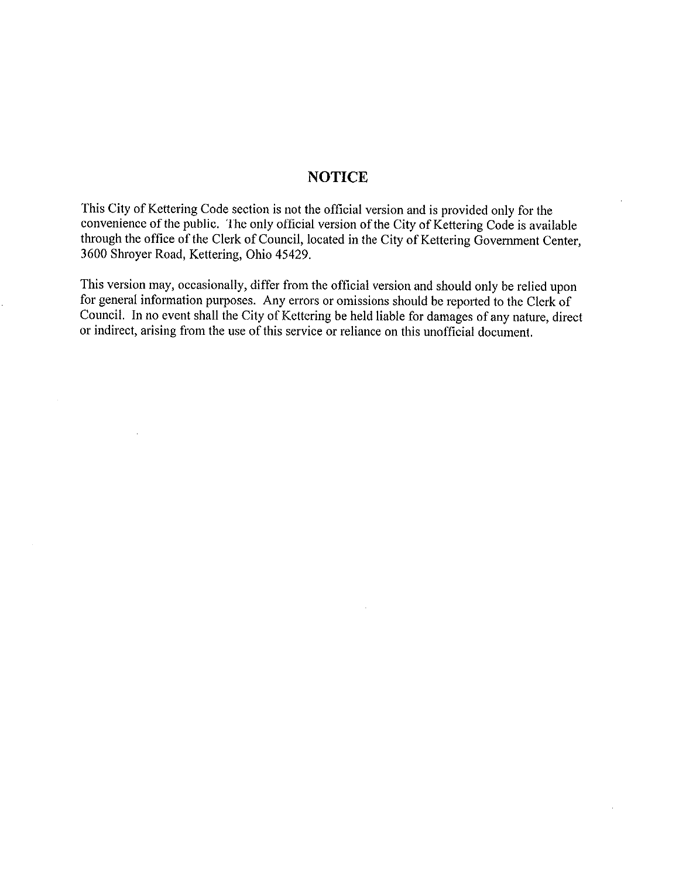# NOTICE

This City of Kettering Code section is not the official version and is provided only for the convenience of the public. The only official version of the City of Kettering Code is available through the office of the Clerk of Council, located in the City of Kettering Government Center, 3600 Shroyer Road, Kettering, Ohio 45429.

This version may, occasionally, differ from the official version and should only be relied upon for general information purposes. Any errors or omissions should be reported to the Clerk of Council. In no event shall the City of Kettering be held liable for damages of any nature, direct or indirect, arising from the use of this service or reliance on this unofficial document.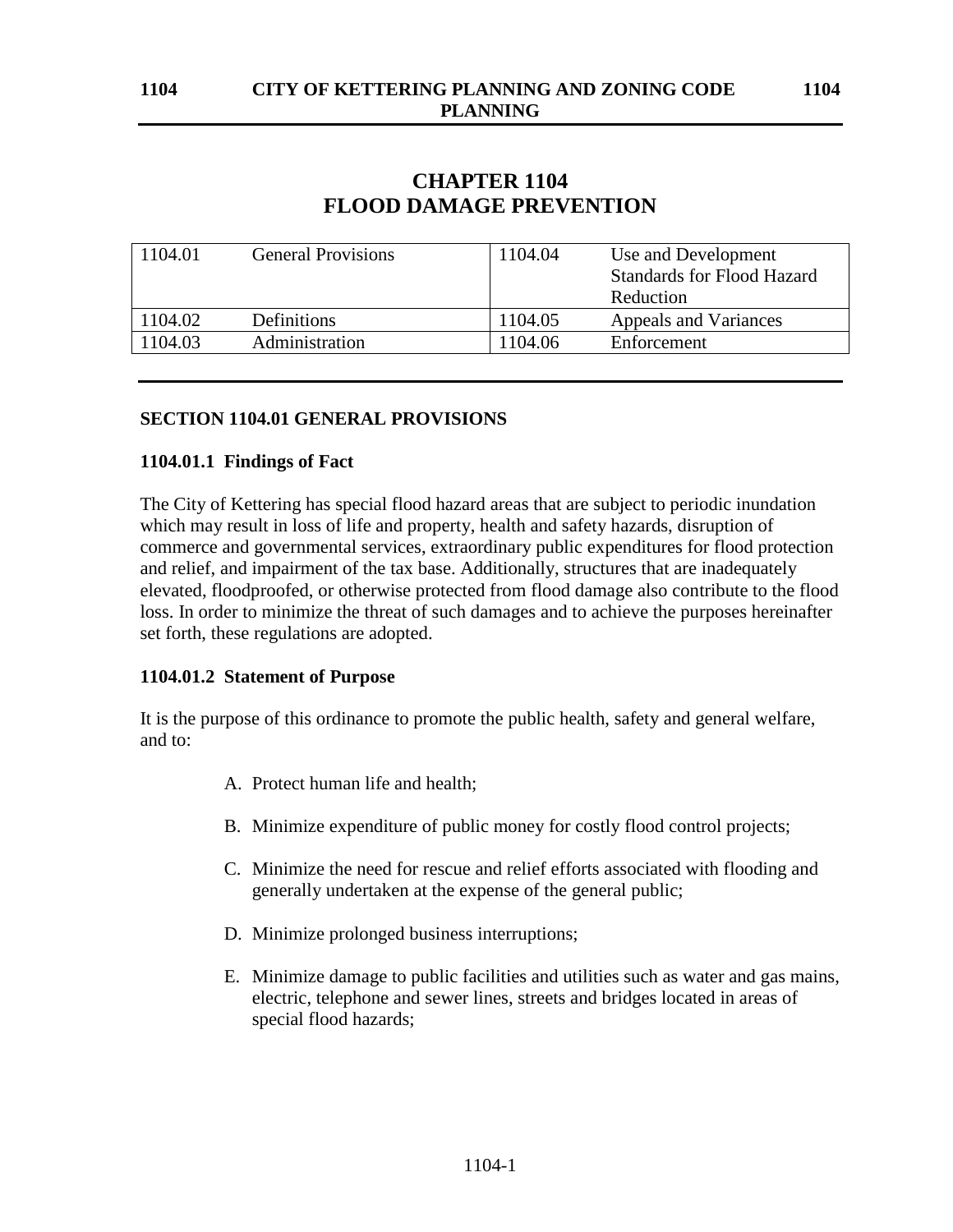# CHAPTER 1104
# FLOOD DAMAGE PREVENTION

| 1104.01 | General Provisions | 1104.04 | Use and Development Standards for Flood Hazard Reduction |
|---|---|---|---|
| 1104.02 | Definitions | 1104.05 | Appeals and Variances |
| 1104.03 | Administration | 1104.06 | Enforcement |

## SECTION 1104.01 GENERAL PROVISIONS

### 1104.01.1 Findings of Fact

The City of Kettering has special flood hazard areas that are subject to periodic inundation which may result in loss of life and property, health and safety hazards, disruption of commerce and governmental services, extraordinary public expenditures for flood protection and relief, and impairment of the tax base. Additionally, structures that are inadequately elevated, floodproofed, or otherwise protected from flood damage also contribute to the flood loss. In order to minimize the threat of such damages and to achieve the purposes hereinafter set forth, these regulations are adopted.

### 1104.01.2 Statement of Purpose

It is the purpose of this ordinance to promote the public health, safety and general welfare, and to:

A. Protect human life and health;

B. Minimize expenditure of public money for costly flood control projects;

C. Minimize the need for rescue and relief efforts associated with flooding and generally undertaken at the expense of the general public;

D. Minimize prolonged business interruptions;

E. Minimize damage to public facilities and utilities such as water and gas mains, electric, telephone and sewer lines, streets and bridges located in areas of special flood hazards;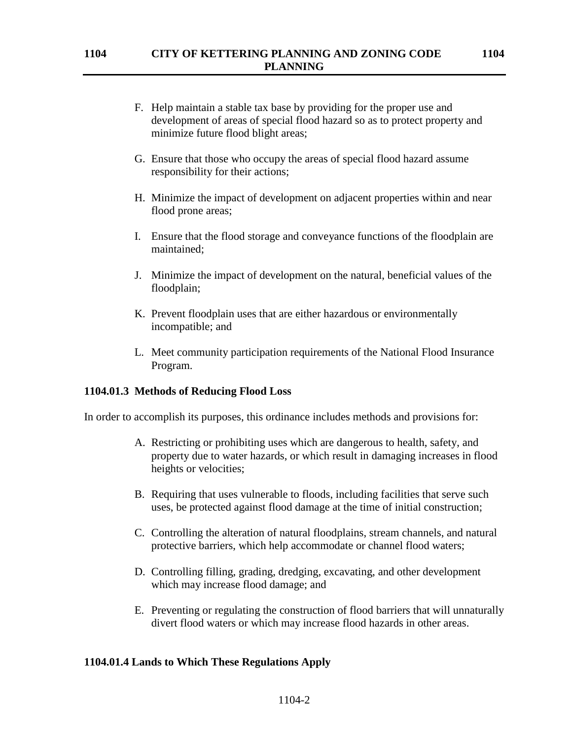F. Help maintain a stable tax base by providing for the proper use and development of areas of special flood hazard so as to protect property and minimize future flood blight areas;

G. Ensure that those who occupy the areas of special flood hazard assume responsibility for their actions;

H. Minimize the impact of development on adjacent properties within and near flood prone areas;

I. Ensure that the flood storage and conveyance functions of the floodplain are maintained;

J. Minimize the impact of development on the natural, beneficial values of the floodplain;

K. Prevent floodplain uses that are either hazardous or environmentally incompatible; and

L. Meet community participation requirements of the National Flood Insurance Program.

### 1104.01.3 Methods of Reducing Flood Loss

In order to accomplish its purposes, this ordinance includes methods and provisions for:

A. Restricting or prohibiting uses which are dangerous to health, safety, and property due to water hazards, or which result in damaging increases in flood heights or velocities;

B. Requiring that uses vulnerable to floods, including facilities that serve such uses, be protected against flood damage at the time of initial construction;

C. Controlling the alteration of natural floodplains, stream channels, and natural protective barriers, which help accommodate or channel flood waters;

D. Controlling filling, grading, dredging, excavating, and other development which may increase flood damage; and

E. Preventing or regulating the construction of flood barriers that will unnaturally divert flood waters or which may increase flood hazards in other areas.

### 1104.01.4 Lands to Which These Regulations Apply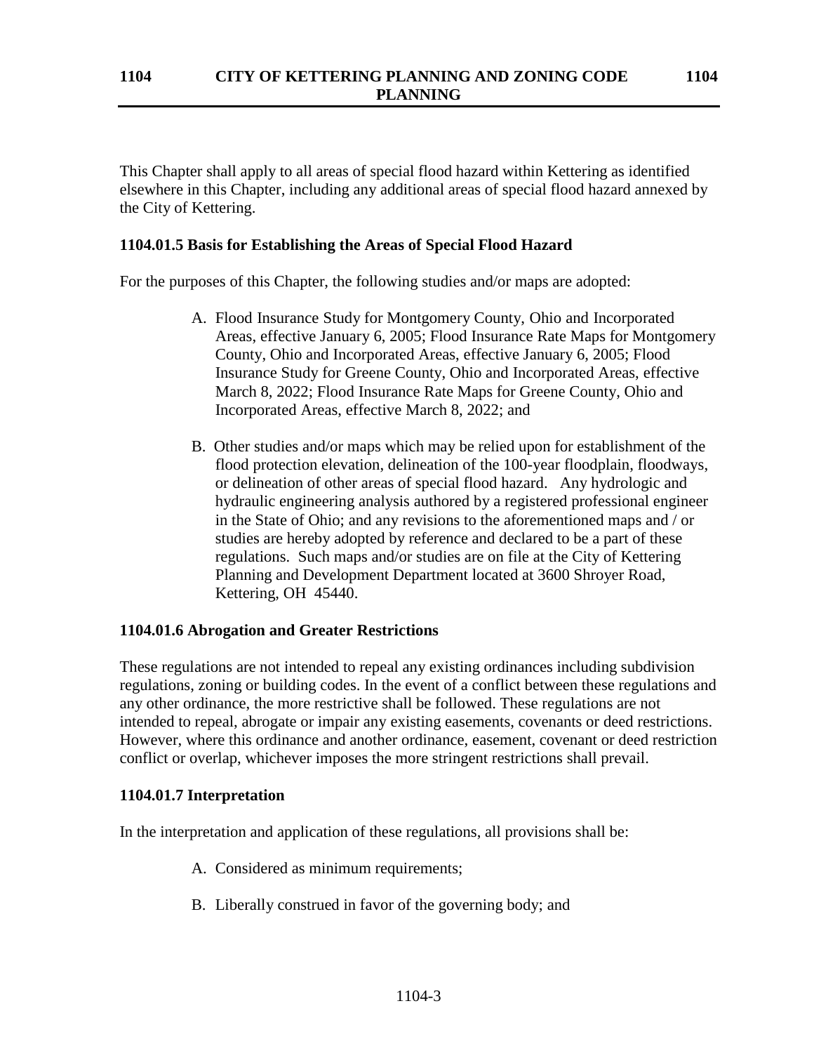This Chapter shall apply to all areas of special flood hazard within Kettering as identified elsewhere in this Chapter, including any additional areas of special flood hazard annexed by the City of Kettering.

### 1104.01.5 Basis for Establishing the Areas of Special Flood Hazard

For the purposes of this Chapter, the following studies and/or maps are adopted:

A. Flood Insurance Study for Montgomery County, Ohio and Incorporated Areas, effective January 6, 2005; Flood Insurance Rate Maps for Montgomery County, Ohio and Incorporated Areas, effective January 6, 2005; Flood Insurance Study for Greene County, Ohio and Incorporated Areas, effective March 8, 2022; Flood Insurance Rate Maps for Greene County, Ohio and Incorporated Areas, effective March 8, 2022; and

B. Other studies and/or maps which may be relied upon for establishment of the flood protection elevation, delineation of the 100-year floodplain, floodways, or delineation of other areas of special flood hazard. Any hydrologic and hydraulic engineering analysis authored by a registered professional engineer in the State of Ohio; and any revisions to the aforementioned maps and / or studies are hereby adopted by reference and declared to be a part of these regulations. Such maps and/or studies are on file at the City of Kettering Planning and Development Department located at 3600 Shroyer Road, Kettering, OH 45440.

### 1104.01.6 Abrogation and Greater Restrictions

These regulations are not intended to repeal any existing ordinances including subdivision regulations, zoning or building codes. In the event of a conflict between these regulations and any other ordinance, the more restrictive shall be followed. These regulations are not intended to repeal, abrogate or impair any existing easements, covenants or deed restrictions. However, where this ordinance and another ordinance, easement, covenant or deed restriction conflict or overlap, whichever imposes the more stringent restrictions shall prevail.

### 1104.01.7 Interpretation

In the interpretation and application of these regulations, all provisions shall be:

A. Considered as minimum requirements;

B. Liberally construed in favor of the governing body; and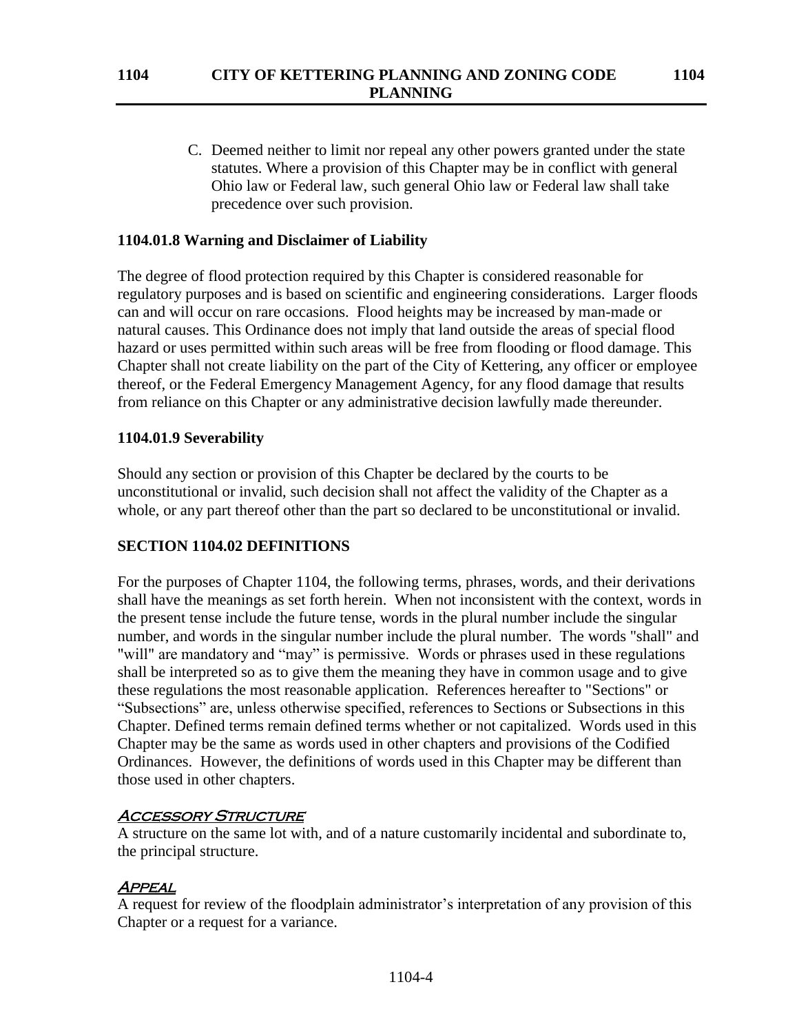C. Deemed neither to limit nor repeal any other powers granted under the state statutes. Where a provision of this Chapter may be in conflict with general Ohio law or Federal law, such general Ohio law or Federal law shall take precedence over such provision.

### 1104.01.8 Warning and Disclaimer of Liability

The degree of flood protection required by this Chapter is considered reasonable for regulatory purposes and is based on scientific and engineering considerations. Larger floods can and will occur on rare occasions. Flood heights may be increased by man-made or natural causes. This Ordinance does not imply that land outside the areas of special flood hazard or uses permitted within such areas will be free from flooding or flood damage. This Chapter shall not create liability on the part of the City of Kettering, any officer or employee thereof, or the Federal Emergency Management Agency, for any flood damage that results from reliance on this Chapter or any administrative decision lawfully made thereunder.

### 1104.01.9 Severability

Should any section or provision of this Chapter be declared by the courts to be unconstitutional or invalid, such decision shall not affect the validity of the Chapter as a whole, or any part thereof other than the part so declared to be unconstitutional or invalid.

## SECTION 1104.02 DEFINITIONS

For the purposes of Chapter 1104, the following terms, phrases, words, and their derivations shall have the meanings as set forth herein. When not inconsistent with the context, words in the present tense include the future tense, words in the plural number include the singular number, and words in the singular number include the plural number. The words "shall" and "will" are mandatory and “may” is permissive. Words or phrases used in these regulations shall be interpreted so as to give them the meaning they have in common usage and to give these regulations the most reasonable application. References hereafter to "Sections" or “Subsections” are, unless otherwise specified, references to Sections or Subsections in this Chapter. Defined terms remain defined terms whether or not capitalized. Words used in this Chapter may be the same as words used in other chapters and provisions of the Codified Ordinances. However, the definitions of words used in this Chapter may be different than those used in other chapters.

***Accessory Structure***

A structure on the same lot with, and of a nature customarily incidental and subordinate to, the principal structure.

***Appeal***

A request for review of the floodplain administrator’s interpretation of any provision of this Chapter or a request for a variance.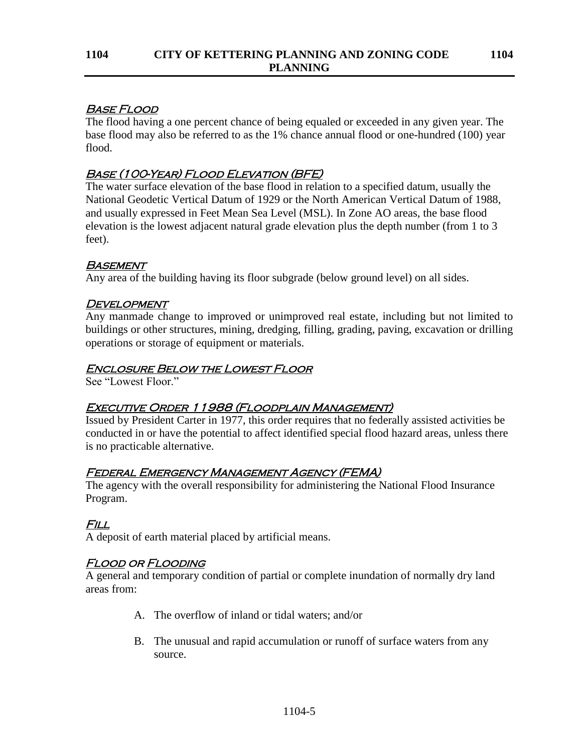### Base Flood

The flood having a one percent chance of being equaled or exceeded in any given year. The base flood may also be referred to as the 1% chance annual flood or one-hundred (100) year flood.

### Base (100-Year) Flood Elevation (BFE)

The water surface elevation of the base flood in relation to a specified datum, usually the National Geodetic Vertical Datum of 1929 or the North American Vertical Datum of 1988, and usually expressed in Feet Mean Sea Level (MSL). In Zone AO areas, the base flood elevation is the lowest adjacent natural grade elevation plus the depth number (from 1 to 3 feet).

### Basement

Any area of the building having its floor subgrade (below ground level) on all sides.

### Development

Any manmade change to improved or unimproved real estate, including but not limited to buildings or other structures, mining, dredging, filling, grading, paving, excavation or drilling operations or storage of equipment or materials.

### Enclosure Below the Lowest Floor

See "Lowest Floor."

### Executive Order 11988 (Floodplain Management)

Issued by President Carter in 1977, this order requires that no federally assisted activities be conducted in or have the potential to affect identified special flood hazard areas, unless there is no practicable alternative.

### Federal Emergency Management Agency (FEMA)

The agency with the overall responsibility for administering the National Flood Insurance Program.

### Fill

A deposit of earth material placed by artificial means.

### Flood or Flooding

A general and temporary condition of partial or complete inundation of normally dry land areas from:

A. The overflow of inland or tidal waters; and/or

B. The unusual and rapid accumulation or runoff of surface waters from any source.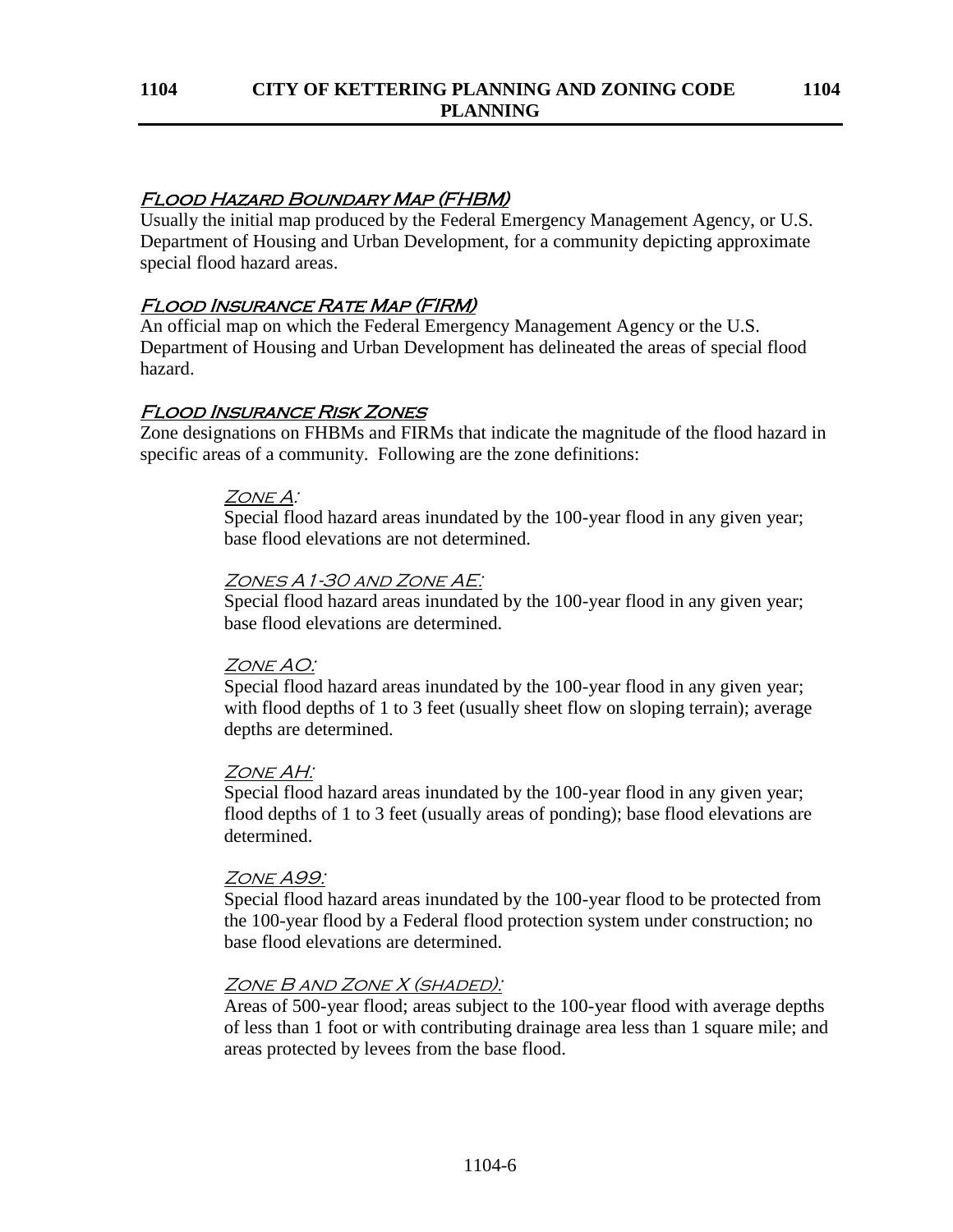## Flood Hazard Boundary Map (FHBM)

Usually the initial map produced by the Federal Emergency Management Agency, or U.S. Department of Housing and Urban Development, for a community depicting approximate special flood hazard areas.

## Flood Insurance Rate Map (FIRM)

An official map on which the Federal Emergency Management Agency or the U.S. Department of Housing and Urban Development has delineated the areas of special flood hazard.

## Flood Insurance Risk Zones

Zone designations on FHBMs and FIRMs that indicate the magnitude of the flood hazard in specific areas of a community. Following are the zone definitions:

### Zone A:

Special flood hazard areas inundated by the 100-year flood in any given year; base flood elevations are not determined.

### Zones A1-30 and Zone AE:

Special flood hazard areas inundated by the 100-year flood in any given year; base flood elevations are determined.

### Zone AO:

Special flood hazard areas inundated by the 100-year flood in any given year; with flood depths of 1 to 3 feet (usually sheet flow on sloping terrain); average depths are determined.

### Zone AH:

Special flood hazard areas inundated by the 100-year flood in any given year; flood depths of 1 to 3 feet (usually areas of ponding); base flood elevations are determined.

### Zone A99:

Special flood hazard areas inundated by the 100-year flood to be protected from the 100-year flood by a Federal flood protection system under construction; no base flood elevations are determined.

### Zone B and Zone X (shaded):

Areas of 500-year flood; areas subject to the 100-year flood with average depths of less than 1 foot or with contributing drainage area less than 1 square mile; and areas protected by levees from the base flood.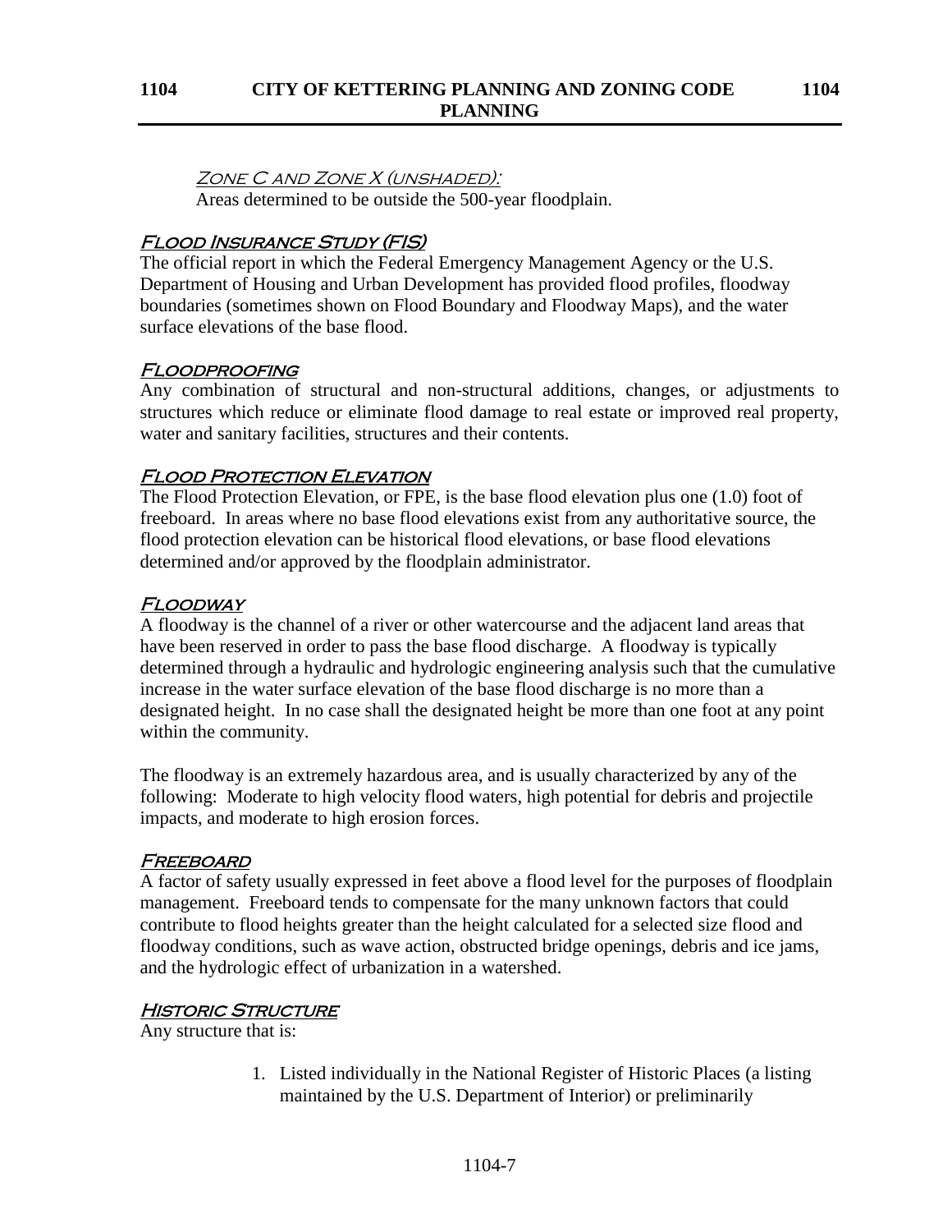#### *Zone C and Zone X (unshaded):*

Areas determined to be outside the 500-year floodplain.

### *Flood Insurance Study (FIS)*

The official report in which the Federal Emergency Management Agency or the U.S. Department of Housing and Urban Development has provided flood profiles, floodway boundaries (sometimes shown on Flood Boundary and Floodway Maps), and the water surface elevations of the base flood.

### *Floodproofing*

Any combination of structural and non-structural additions, changes, or adjustments to structures which reduce or eliminate flood damage to real estate or improved real property, water and sanitary facilities, structures and their contents.

### *Flood Protection Elevation*

The Flood Protection Elevation, or FPE, is the base flood elevation plus one (1.0) foot of freeboard. In areas where no base flood elevations exist from any authoritative source, the flood protection elevation can be historical flood elevations, or base flood elevations determined and/or approved by the floodplain administrator.

### *Floodway*

A floodway is the channel of a river or other watercourse and the adjacent land areas that have been reserved in order to pass the base flood discharge. A floodway is typically determined through a hydraulic and hydrologic engineering analysis such that the cumulative increase in the water surface elevation of the base flood discharge is no more than a designated height. In no case shall the designated height be more than one foot at any point within the community.

The floodway is an extremely hazardous area, and is usually characterized by any of the following: Moderate to high velocity flood waters, high potential for debris and projectile impacts, and moderate to high erosion forces.

### *Freeboard*

A factor of safety usually expressed in feet above a flood level for the purposes of floodplain management. Freeboard tends to compensate for the many unknown factors that could contribute to flood heights greater than the height calculated for a selected size flood and floodway conditions, such as wave action, obstructed bridge openings, debris and ice jams, and the hydrologic effect of urbanization in a watershed.

### *Historic Structure*

Any structure that is:

1. Listed individually in the National Register of Historic Places (a listing maintained by the U.S. Department of Interior) or preliminarily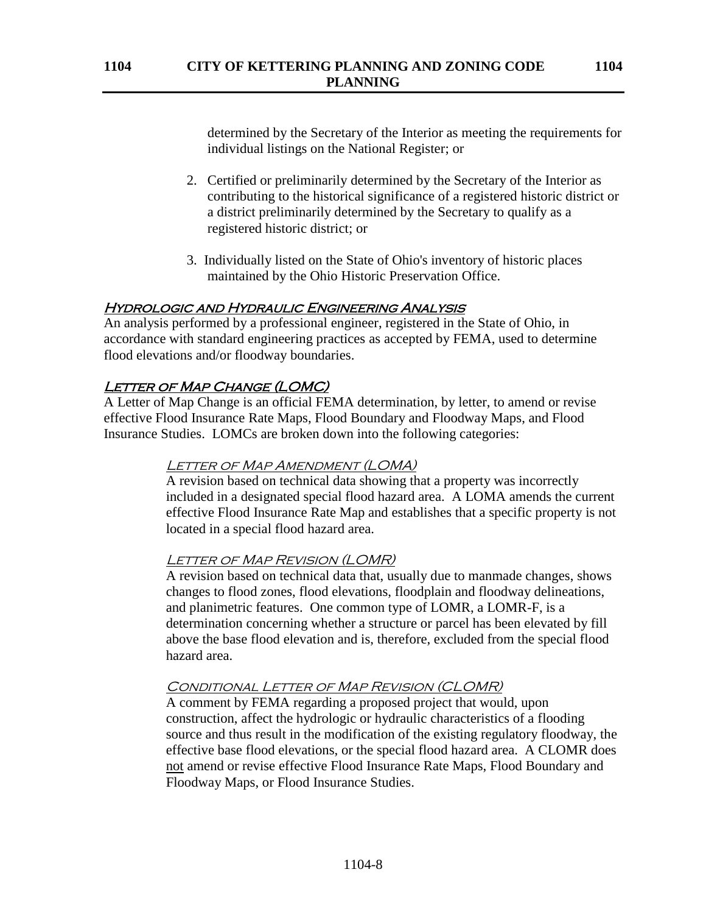determined by the Secretary of the Interior as meeting the requirements for individual listings on the National Register; or

2. Certified or preliminarily determined by the Secretary of the Interior as contributing to the historical significance of a registered historic district or a district preliminarily determined by the Secretary to qualify as a registered historic district; or

3. Individually listed on the State of Ohio's inventory of historic places maintained by the Ohio Historic Preservation Office.

### Hydrologic and Hydraulic Engineering Analysis

An analysis performed by a professional engineer, registered in the State of Ohio, in accordance with standard engineering practices as accepted by FEMA, used to determine flood elevations and/or floodway boundaries.

### Letter of Map Change (LOMC)

A Letter of Map Change is an official FEMA determination, by letter, to amend or revise effective Flood Insurance Rate Maps, Flood Boundary and Floodway Maps, and Flood Insurance Studies. LOMCs are broken down into the following categories:

#### Letter of Map Amendment (LOMA)

A revision based on technical data showing that a property was incorrectly included in a designated special flood hazard area. A LOMA amends the current effective Flood Insurance Rate Map and establishes that a specific property is not located in a special flood hazard area.

#### Letter of Map Revision (LOMR)

A revision based on technical data that, usually due to manmade changes, shows changes to flood zones, flood elevations, floodplain and floodway delineations, and planimetric features. One common type of LOMR, a LOMR-F, is a determination concerning whether a structure or parcel has been elevated by fill above the base flood elevation and is, therefore, excluded from the special flood hazard area.

#### Conditional Letter of Map Revision (CLOMR)

A comment by FEMA regarding a proposed project that would, upon construction, affect the hydrologic or hydraulic characteristics of a flooding source and thus result in the modification of the existing regulatory floodway, the effective base flood elevations, or the special flood hazard area. A CLOMR does not amend or revise effective Flood Insurance Rate Maps, Flood Boundary and Floodway Maps, or Flood Insurance Studies.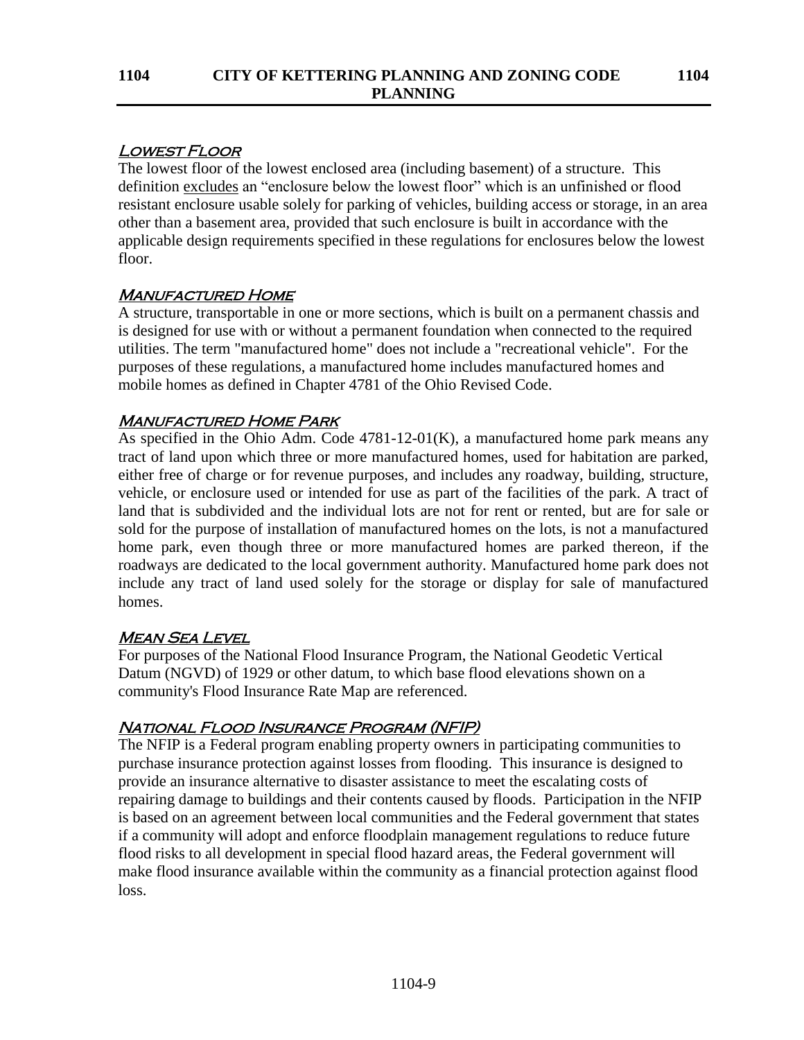#### Lowest Floor

The lowest floor of the lowest enclosed area (including basement) of a structure. This definition excludes an "enclosure below the lowest floor" which is an unfinished or flood resistant enclosure usable solely for parking of vehicles, building access or storage, in an area other than a basement area, provided that such enclosure is built in accordance with the applicable design requirements specified in these regulations for enclosures below the lowest floor.

#### Manufactured Home

A structure, transportable in one or more sections, which is built on a permanent chassis and is designed for use with or without a permanent foundation when connected to the required utilities. The term "manufactured home" does not include a "recreational vehicle". For the purposes of these regulations, a manufactured home includes manufactured homes and mobile homes as defined in Chapter 4781 of the Ohio Revised Code.

#### Manufactured Home Park

As specified in the Ohio Adm. Code 4781-12-01(K), a manufactured home park means any tract of land upon which three or more manufactured homes, used for habitation are parked, either free of charge or for revenue purposes, and includes any roadway, building, structure, vehicle, or enclosure used or intended for use as part of the facilities of the park. A tract of land that is subdivided and the individual lots are not for rent or rented, but are for sale or sold for the purpose of installation of manufactured homes on the lots, is not a manufactured home park, even though three or more manufactured homes are parked thereon, if the roadways are dedicated to the local government authority. Manufactured home park does not include any tract of land used solely for the storage or display for sale of manufactured homes.

#### Mean Sea Level

For purposes of the National Flood Insurance Program, the National Geodetic Vertical Datum (NGVD) of 1929 or other datum, to which base flood elevations shown on a community's Flood Insurance Rate Map are referenced.

#### National Flood Insurance Program (NFIP)

The NFIP is a Federal program enabling property owners in participating communities to purchase insurance protection against losses from flooding. This insurance is designed to provide an insurance alternative to disaster assistance to meet the escalating costs of repairing damage to buildings and their contents caused by floods. Participation in the NFIP is based on an agreement between local communities and the Federal government that states if a community will adopt and enforce floodplain management regulations to reduce future flood risks to all development in special flood hazard areas, the Federal government will make flood insurance available within the community as a financial protection against flood loss.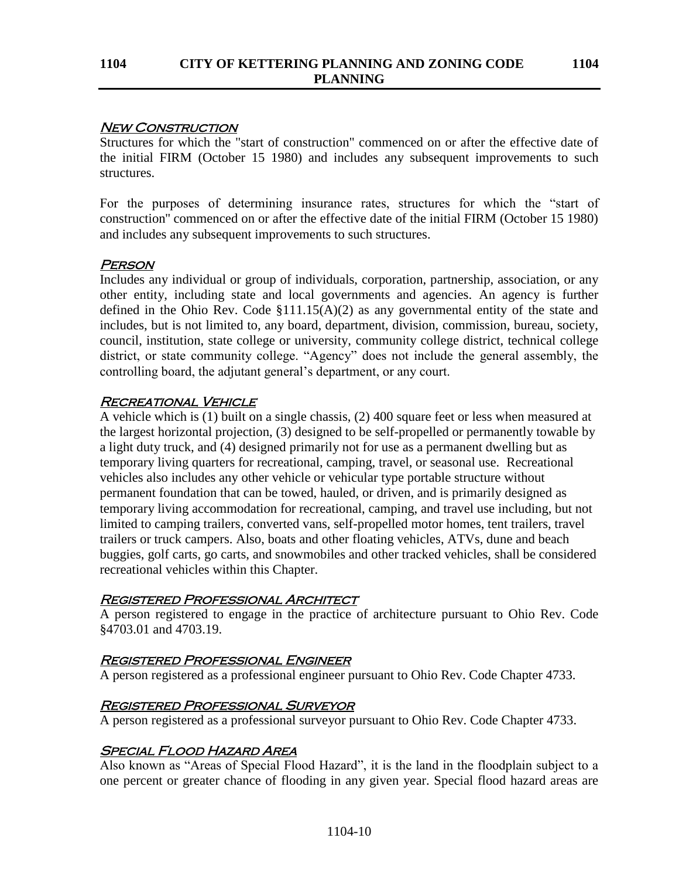### New Construction

Structures for which the "start of construction" commenced on or after the effective date of the initial FIRM (October 15 1980) and includes any subsequent improvements to such structures.

For the purposes of determining insurance rates, structures for which the "start of construction" commenced on or after the effective date of the initial FIRM (October 15 1980) and includes any subsequent improvements to such structures.

### Person

Includes any individual or group of individuals, corporation, partnership, association, or any other entity, including state and local governments and agencies. An agency is further defined in the Ohio Rev. Code §111.15(A)(2) as any governmental entity of the state and includes, but is not limited to, any board, department, division, commission, bureau, society, council, institution, state college or university, community college district, technical college district, or state community college. "Agency" does not include the general assembly, the controlling board, the adjutant general's department, or any court.

### Recreational Vehicle

A vehicle which is (1) built on a single chassis, (2) 400 square feet or less when measured at the largest horizontal projection, (3) designed to be self-propelled or permanently towable by a light duty truck, and (4) designed primarily not for use as a permanent dwelling but as temporary living quarters for recreational, camping, travel, or seasonal use. Recreational vehicles also includes any other vehicle or vehicular type portable structure without permanent foundation that can be towed, hauled, or driven, and is primarily designed as temporary living accommodation for recreational, camping, and travel use including, but not limited to camping trailers, converted vans, self-propelled motor homes, tent trailers, travel trailers or truck campers. Also, boats and other floating vehicles, ATVs, dune and beach buggies, golf carts, go carts, and snowmobiles and other tracked vehicles, shall be considered recreational vehicles within this Chapter.

### Registered Professional Architect

A person registered to engage in the practice of architecture pursuant to Ohio Rev. Code §4703.01 and 4703.19.

### Registered Professional Engineer

A person registered as a professional engineer pursuant to Ohio Rev. Code Chapter 4733.

### Registered Professional Surveyor

A person registered as a professional surveyor pursuant to Ohio Rev. Code Chapter 4733.

### Special Flood Hazard Area

Also known as "Areas of Special Flood Hazard", it is the land in the floodplain subject to a one percent or greater chance of flooding in any given year. Special flood hazard areas are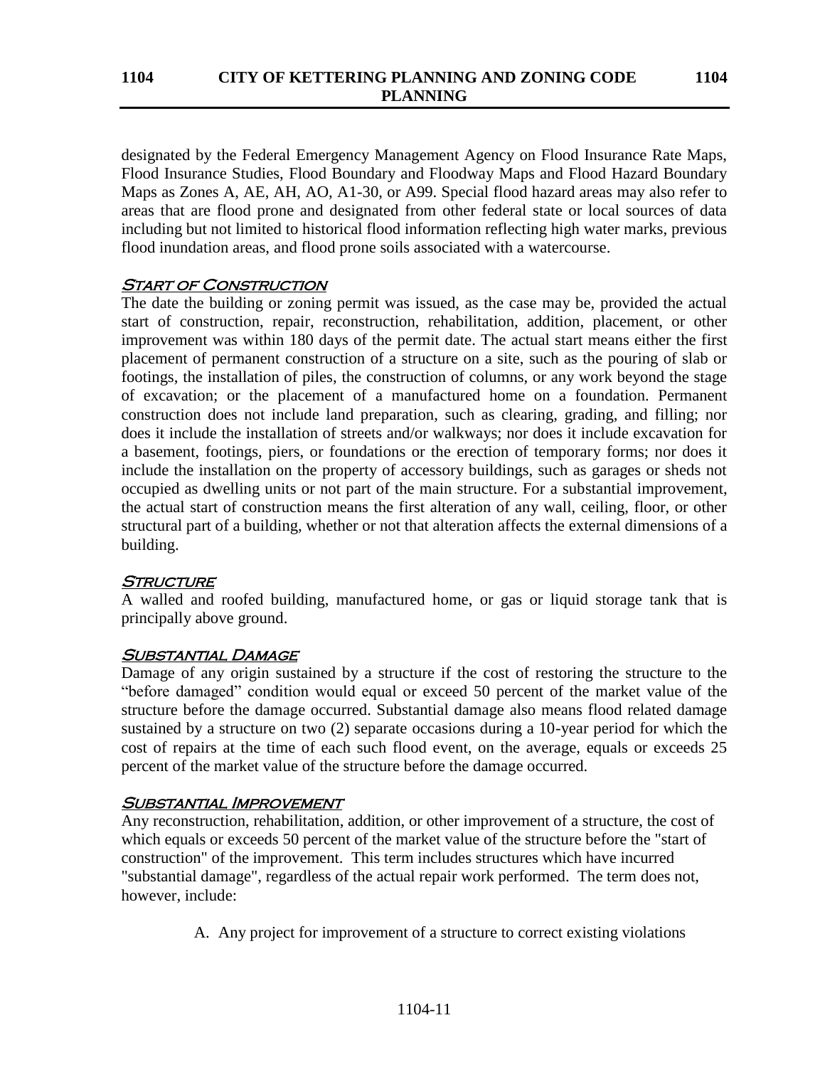designated by the Federal Emergency Management Agency on Flood Insurance Rate Maps, Flood Insurance Studies, Flood Boundary and Floodway Maps and Flood Hazard Boundary Maps as Zones A, AE, AH, AO, A1-30, or A99. Special flood hazard areas may also refer to areas that are flood prone and designated from other federal state or local sources of data including but not limited to historical flood information reflecting high water marks, previous flood inundation areas, and flood prone soils associated with a watercourse.

### Start of Construction

The date the building or zoning permit was issued, as the case may be, provided the actual start of construction, repair, reconstruction, rehabilitation, addition, placement, or other improvement was within 180 days of the permit date. The actual start means either the first placement of permanent construction of a structure on a site, such as the pouring of slab or footings, the installation of piles, the construction of columns, or any work beyond the stage of excavation; or the placement of a manufactured home on a foundation. Permanent construction does not include land preparation, such as clearing, grading, and filling; nor does it include the installation of streets and/or walkways; nor does it include excavation for a basement, footings, piers, or foundations or the erection of temporary forms; nor does it include the installation on the property of accessory buildings, such as garages or sheds not occupied as dwelling units or not part of the main structure. For a substantial improvement, the actual start of construction means the first alteration of any wall, ceiling, floor, or other structural part of a building, whether or not that alteration affects the external dimensions of a building.

### Structure

A walled and roofed building, manufactured home, or gas or liquid storage tank that is principally above ground.

### Substantial Damage

Damage of any origin sustained by a structure if the cost of restoring the structure to the "before damaged" condition would equal or exceed 50 percent of the market value of the structure before the damage occurred. Substantial damage also means flood related damage sustained by a structure on two (2) separate occasions during a 10-year period for which the cost of repairs at the time of each such flood event, on the average, equals or exceeds 25 percent of the market value of the structure before the damage occurred.

### Substantial Improvement

Any reconstruction, rehabilitation, addition, or other improvement of a structure, the cost of which equals or exceeds 50 percent of the market value of the structure before the "start of construction" of the improvement. This term includes structures which have incurred "substantial damage", regardless of the actual repair work performed. The term does not, however, include:

A. Any project for improvement of a structure to correct existing violations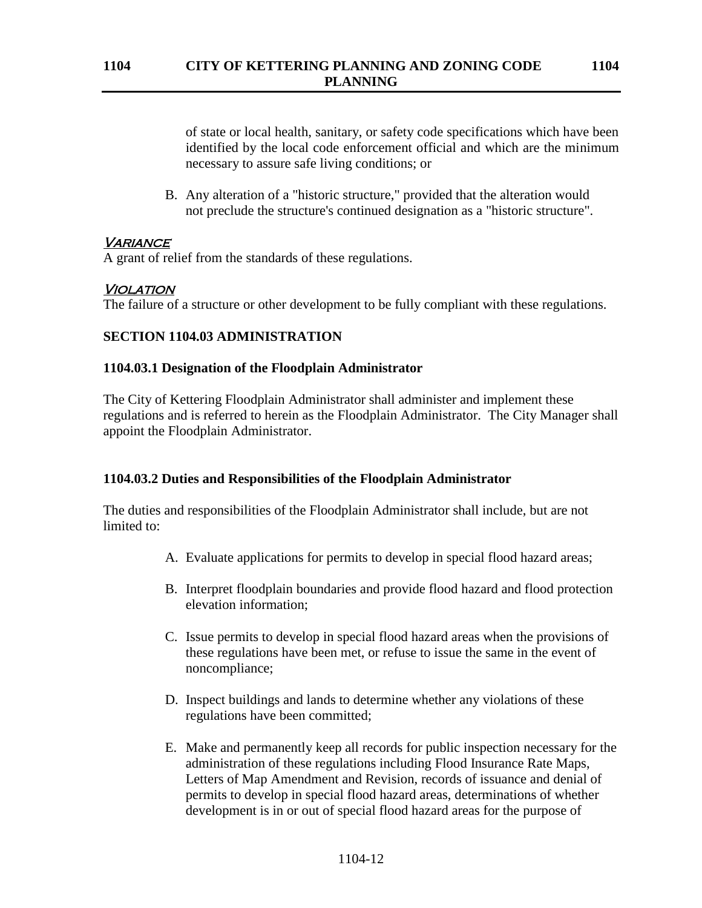of state or local health, sanitary, or safety code specifications which have been identified by the local code enforcement official and which are the minimum necessary to assure safe living conditions; or

B. Any alteration of a "historic structure," provided that the alteration would not preclude the structure's continued designation as a "historic structure".

***Variance***

A grant of relief from the standards of these regulations.

***Violation***

The failure of a structure or other development to be fully compliant with these regulations.

**SECTION 1104.03 ADMINISTRATION**

**1104.03.1 Designation of the Floodplain Administrator**

The City of Kettering Floodplain Administrator shall administer and implement these regulations and is referred to herein as the Floodplain Administrator. The City Manager shall appoint the Floodplain Administrator.

**1104.03.2 Duties and Responsibilities of the Floodplain Administrator**

The duties and responsibilities of the Floodplain Administrator shall include, but are not limited to:

A. Evaluate applications for permits to develop in special flood hazard areas;

B. Interpret floodplain boundaries and provide flood hazard and flood protection elevation information;

C. Issue permits to develop in special flood hazard areas when the provisions of these regulations have been met, or refuse to issue the same in the event of noncompliance;

D. Inspect buildings and lands to determine whether any violations of these regulations have been committed;

E. Make and permanently keep all records for public inspection necessary for the administration of these regulations including Flood Insurance Rate Maps, Letters of Map Amendment and Revision, records of issuance and denial of permits to develop in special flood hazard areas, determinations of whether development is in or out of special flood hazard areas for the purpose of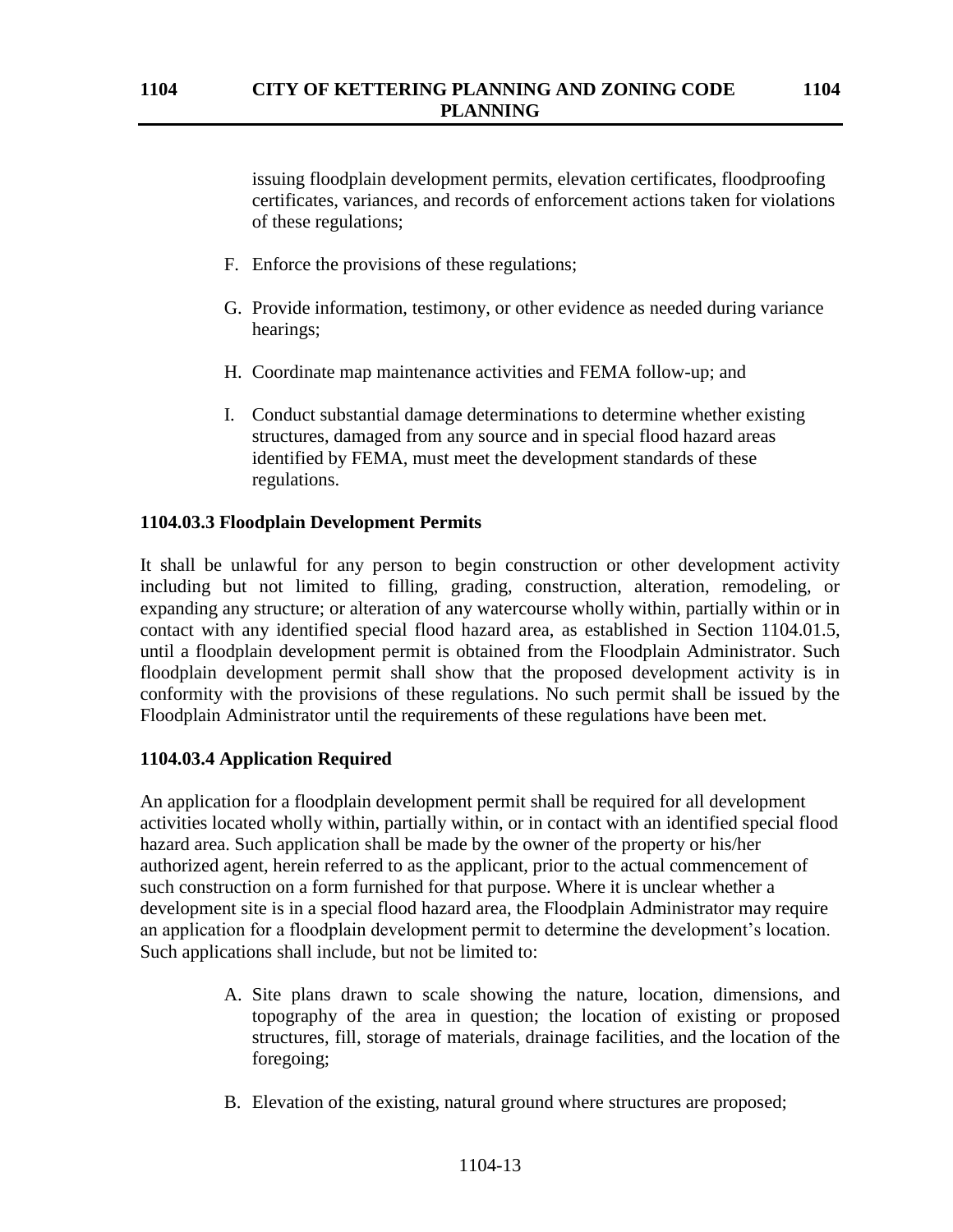issuing floodplain development permits, elevation certificates, floodproofing certificates, variances, and records of enforcement actions taken for violations of these regulations;

F. Enforce the provisions of these regulations;

G. Provide information, testimony, or other evidence as needed during variance hearings;

H. Coordinate map maintenance activities and FEMA follow-up; and

I. Conduct substantial damage determinations to determine whether existing structures, damaged from any source and in special flood hazard areas identified by FEMA, must meet the development standards of these regulations.

### 1104.03.3 Floodplain Development Permits

It shall be unlawful for any person to begin construction or other development activity including but not limited to filling, grading, construction, alteration, remodeling, or expanding any structure; or alteration of any watercourse wholly within, partially within or in contact with any identified special flood hazard area, as established in Section 1104.01.5, until a floodplain development permit is obtained from the Floodplain Administrator. Such floodplain development permit shall show that the proposed development activity is in conformity with the provisions of these regulations. No such permit shall be issued by the Floodplain Administrator until the requirements of these regulations have been met.

### 1104.03.4 Application Required

An application for a floodplain development permit shall be required for all development activities located wholly within, partially within, or in contact with an identified special flood hazard area. Such application shall be made by the owner of the property or his/her authorized agent, herein referred to as the applicant, prior to the actual commencement of such construction on a form furnished for that purpose. Where it is unclear whether a development site is in a special flood hazard area, the Floodplain Administrator may require an application for a floodplain development permit to determine the development's location. Such applications shall include, but not be limited to:

A. Site plans drawn to scale showing the nature, location, dimensions, and topography of the area in question; the location of existing or proposed structures, fill, storage of materials, drainage facilities, and the location of the foregoing;

B. Elevation of the existing, natural ground where structures are proposed;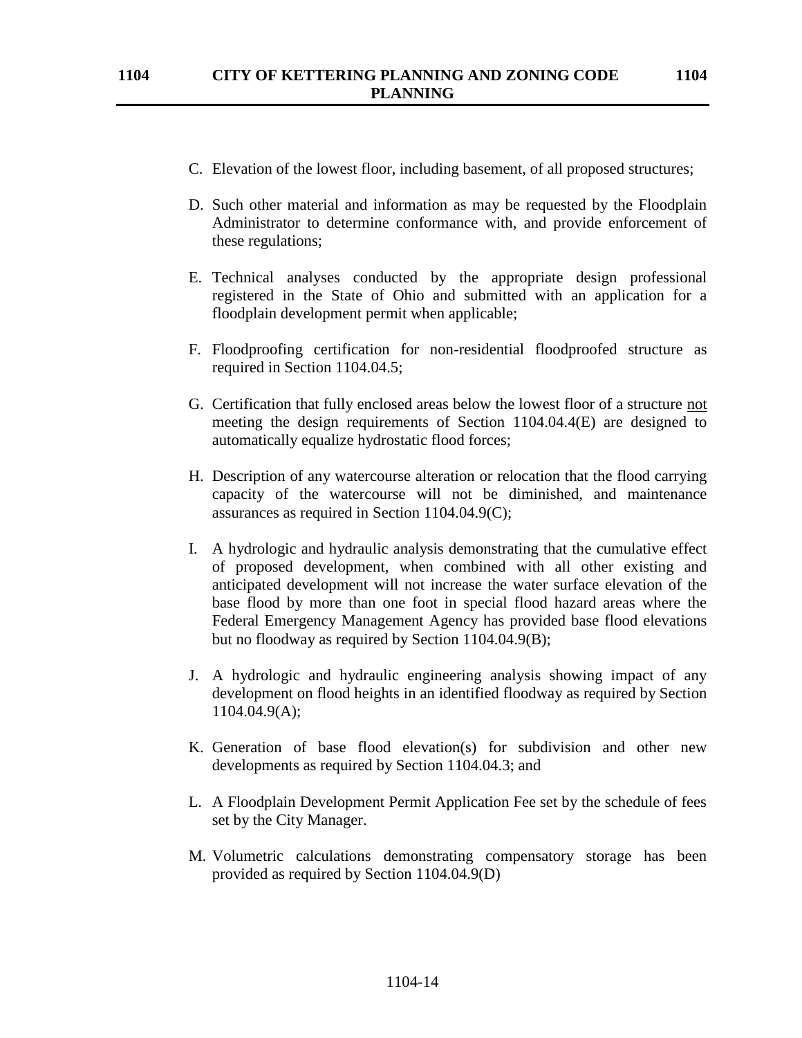C. Elevation of the lowest floor, including basement, of all proposed structures;

D. Such other material and information as may be requested by the Floodplain Administrator to determine conformance with, and provide enforcement of these regulations;

E. Technical analyses conducted by the appropriate design professional registered in the State of Ohio and submitted with an application for a floodplain development permit when applicable;

F. Floodproofing certification for non-residential floodproofed structure as required in Section 1104.04.5;

G. Certification that fully enclosed areas below the lowest floor of a structure <u>not</u> meeting the design requirements of Section 1104.04.4(E) are designed to automatically equalize hydrostatic flood forces;

H. Description of any watercourse alteration or relocation that the flood carrying capacity of the watercourse will not be diminished, and maintenance assurances as required in Section 1104.04.9(C);

I. A hydrologic and hydraulic analysis demonstrating that the cumulative effect of proposed development, when combined with all other existing and anticipated development will not increase the water surface elevation of the base flood by more than one foot in special flood hazard areas where the Federal Emergency Management Agency has provided base flood elevations but no floodway as required by Section 1104.04.9(B);

J. A hydrologic and hydraulic engineering analysis showing impact of any development on flood heights in an identified floodway as required by Section 1104.04.9(A);

K. Generation of base flood elevation(s) for subdivision and other new developments as required by Section 1104.04.3; and

L. A Floodplain Development Permit Application Fee set by the schedule of fees set by the City Manager.

M. Volumetric calculations demonstrating compensatory storage has been provided as required by Section 1104.04.9(D)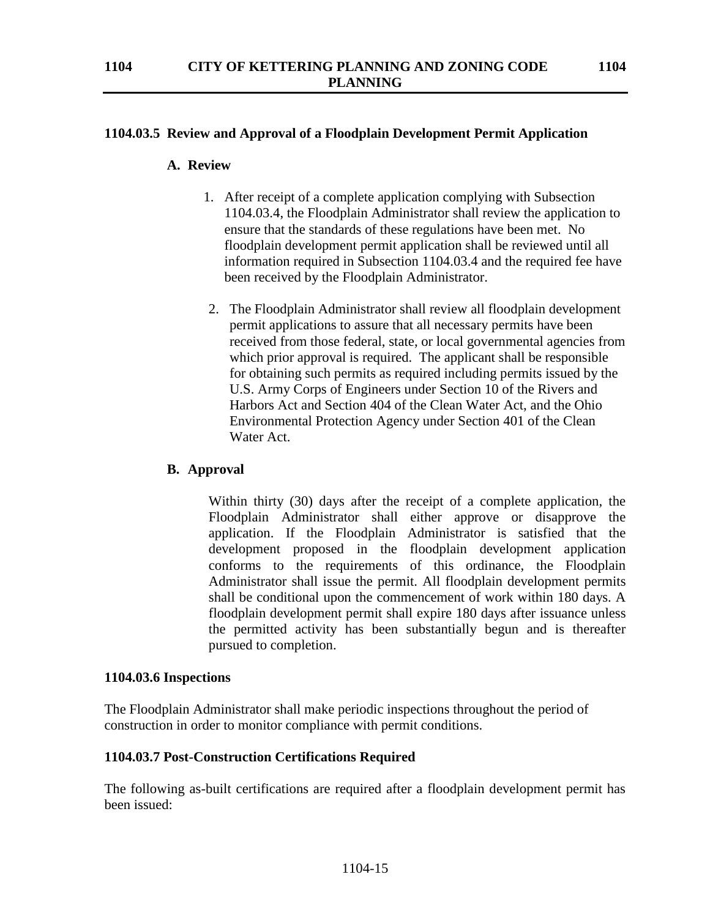### 1104.03.5 Review and Approval of a Floodplain Development Permit Application

#### A. Review

1. After receipt of a complete application complying with Subsection 1104.03.4, the Floodplain Administrator shall review the application to ensure that the standards of these regulations have been met. No floodplain development permit application shall be reviewed until all information required in Subsection 1104.03.4 and the required fee have been received by the Floodplain Administrator.

2. The Floodplain Administrator shall review all floodplain development permit applications to assure that all necessary permits have been received from those federal, state, or local governmental agencies from which prior approval is required. The applicant shall be responsible for obtaining such permits as required including permits issued by the U.S. Army Corps of Engineers under Section 10 of the Rivers and Harbors Act and Section 404 of the Clean Water Act, and the Ohio Environmental Protection Agency under Section 401 of the Clean Water Act.

#### B. Approval

Within thirty (30) days after the receipt of a complete application, the Floodplain Administrator shall either approve or disapprove the application. If the Floodplain Administrator is satisfied that the development proposed in the floodplain development application conforms to the requirements of this ordinance, the Floodplain Administrator shall issue the permit. All floodplain development permits shall be conditional upon the commencement of work within 180 days. A floodplain development permit shall expire 180 days after issuance unless the permitted activity has been substantially begun and is thereafter pursued to completion.

### 1104.03.6 Inspections

The Floodplain Administrator shall make periodic inspections throughout the period of construction in order to monitor compliance with permit conditions.

### 1104.03.7 Post-Construction Certifications Required

The following as-built certifications are required after a floodplain development permit has been issued: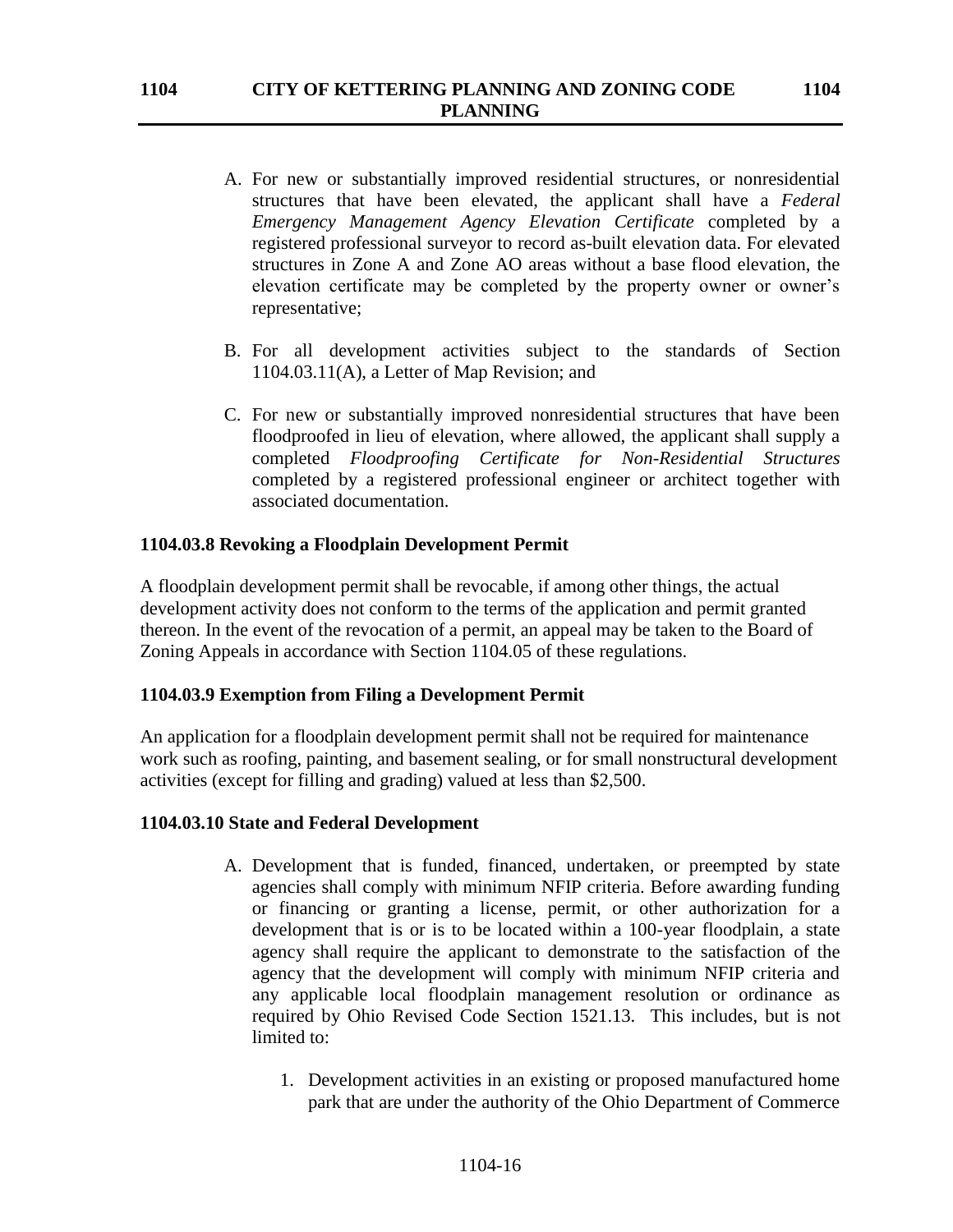A. For new or substantially improved residential structures, or nonresidential structures that have been elevated, the applicant shall have a *Federal Emergency Management Agency Elevation Certificate* completed by a registered professional surveyor to record as-built elevation data. For elevated structures in Zone A and Zone AO areas without a base flood elevation, the elevation certificate may be completed by the property owner or owner's representative;

B. For all development activities subject to the standards of Section 1104.03.11(A), a Letter of Map Revision; and

C. For new or substantially improved nonresidential structures that have been floodproofed in lieu of elevation, where allowed, the applicant shall supply a completed *Floodproofing Certificate for Non-Residential Structures* completed by a registered professional engineer or architect together with associated documentation.

### 1104.03.8 Revoking a Floodplain Development Permit

A floodplain development permit shall be revocable, if among other things, the actual development activity does not conform to the terms of the application and permit granted thereon. In the event of the revocation of a permit, an appeal may be taken to the Board of Zoning Appeals in accordance with Section 1104.05 of these regulations.

### 1104.03.9 Exemption from Filing a Development Permit

An application for a floodplain development permit shall not be required for maintenance work such as roofing, painting, and basement sealing, or for small nonstructural development activities (except for filling and grading) valued at less than $2,500.

### 1104.03.10 State and Federal Development

A. Development that is funded, financed, undertaken, or preempted by state agencies shall comply with minimum NFIP criteria. Before awarding funding or financing or granting a license, permit, or other authorization for a development that is or is to be located within a 100-year floodplain, a state agency shall require the applicant to demonstrate to the satisfaction of the agency that the development will comply with minimum NFIP criteria and any applicable local floodplain management resolution or ordinance as required by Ohio Revised Code Section 1521.13. This includes, but is not limited to:

   1. Development activities in an existing or proposed manufactured home park that are under the authority of the Ohio Department of Commerce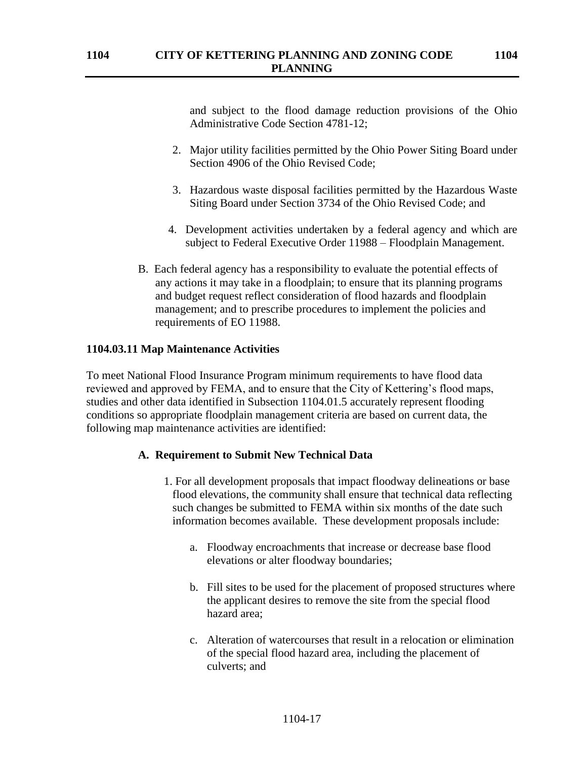and subject to the flood damage reduction provisions of the Ohio Administrative Code Section 4781-12;

2. Major utility facilities permitted by the Ohio Power Siting Board under Section 4906 of the Ohio Revised Code;

3. Hazardous waste disposal facilities permitted by the Hazardous Waste Siting Board under Section 3734 of the Ohio Revised Code; and

4. Development activities undertaken by a federal agency and which are subject to Federal Executive Order 11988 – Floodplain Management.

B. Each federal agency has a responsibility to evaluate the potential effects of any actions it may take in a floodplain; to ensure that its planning programs and budget request reflect consideration of flood hazards and floodplain management; and to prescribe procedures to implement the policies and requirements of EO 11988.

**1104.03.11 Map Maintenance Activities**

To meet National Flood Insurance Program minimum requirements to have flood data reviewed and approved by FEMA, and to ensure that the City of Kettering's flood maps, studies and other data identified in Subsection 1104.01.5 accurately represent flooding conditions so appropriate floodplain management criteria are based on current data, the following map maintenance activities are identified:

**A. Requirement to Submit New Technical Data**

1. For all development proposals that impact floodway delineations or base flood elevations, the community shall ensure that technical data reflecting such changes be submitted to FEMA within six months of the date such information becomes available. These development proposals include:

   a. Floodway encroachments that increase or decrease base flood elevations or alter floodway boundaries;

   b. Fill sites to be used for the placement of proposed structures where the applicant desires to remove the site from the special flood hazard area;

   c. Alteration of watercourses that result in a relocation or elimination of the special flood hazard area, including the placement of culverts; and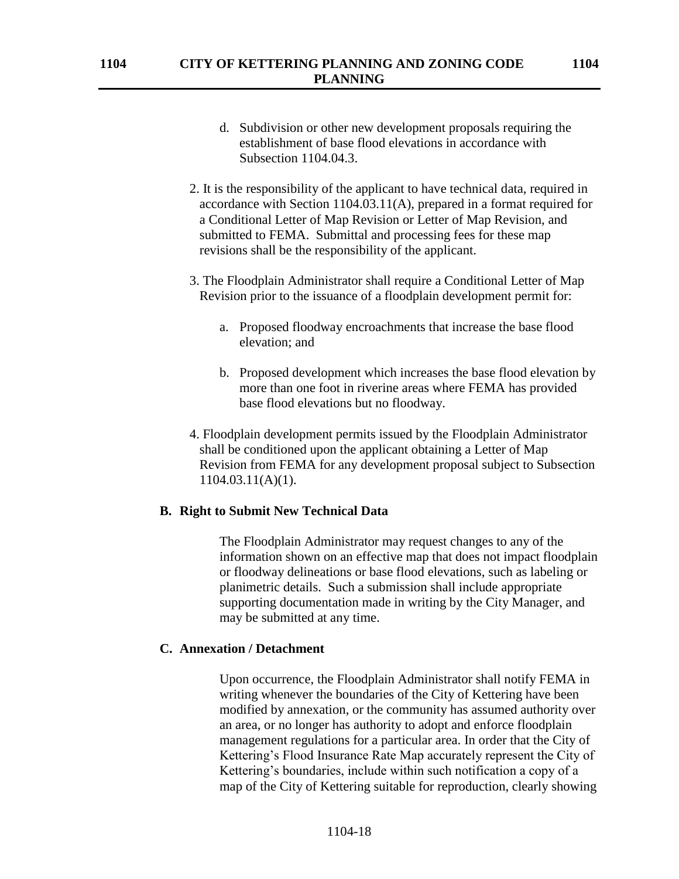d. Subdivision or other new development proposals requiring the establishment of base flood elevations in accordance with Subsection 1104.04.3.

2. It is the responsibility of the applicant to have technical data, required in accordance with Section 1104.03.11(A), prepared in a format required for a Conditional Letter of Map Revision or Letter of Map Revision, and submitted to FEMA. Submittal and processing fees for these map revisions shall be the responsibility of the applicant.

3. The Floodplain Administrator shall require a Conditional Letter of Map Revision prior to the issuance of a floodplain development permit for:

   a. Proposed floodway encroachments that increase the base flood elevation; and

   b. Proposed development which increases the base flood elevation by more than one foot in riverine areas where FEMA has provided base flood elevations but no floodway.

4. Floodplain development permits issued by the Floodplain Administrator shall be conditioned upon the applicant obtaining a Letter of Map Revision from FEMA for any development proposal subject to Subsection 1104.03.11(A)(1).

**B. Right to Submit New Technical Data**

The Floodplain Administrator may request changes to any of the information shown on an effective map that does not impact floodplain or floodway delineations or base flood elevations, such as labeling or planimetric details. Such a submission shall include appropriate supporting documentation made in writing by the City Manager, and may be submitted at any time.

**C. Annexation / Detachment**

Upon occurrence, the Floodplain Administrator shall notify FEMA in writing whenever the boundaries of the City of Kettering have been modified by annexation, or the community has assumed authority over an area, or no longer has authority to adopt and enforce floodplain management regulations for a particular area. In order that the City of Kettering's Flood Insurance Rate Map accurately represent the City of Kettering's boundaries, include within such notification a copy of a map of the City of Kettering suitable for reproduction, clearly showing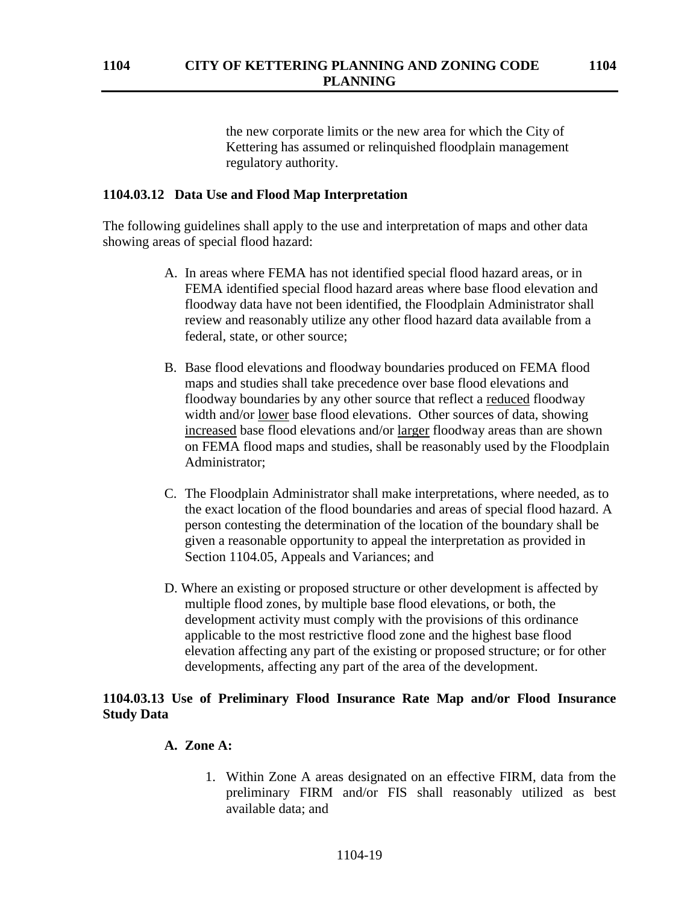the new corporate limits or the new area for which the City of Kettering has assumed or relinquished floodplain management regulatory authority.

### 1104.03.12 Data Use and Flood Map Interpretation

The following guidelines shall apply to the use and interpretation of maps and other data showing areas of special flood hazard:

A. In areas where FEMA has not identified special flood hazard areas, or in FEMA identified special flood hazard areas where base flood elevation and floodway data have not been identified, the Floodplain Administrator shall review and reasonably utilize any other flood hazard data available from a federal, state, or other source;

B. Base flood elevations and floodway boundaries produced on FEMA flood maps and studies shall take precedence over base flood elevations and floodway boundaries by any other source that reflect a <u>reduced</u> floodway width and/or <u>lower</u> base flood elevations. Other sources of data, showing <u>increased</u> base flood elevations and/or <u>larger</u> floodway areas than are shown on FEMA flood maps and studies, shall be reasonably used by the Floodplain Administrator;

C. The Floodplain Administrator shall make interpretations, where needed, as to the exact location of the flood boundaries and areas of special flood hazard. A person contesting the determination of the location of the boundary shall be given a reasonable opportunity to appeal the interpretation as provided in Section 1104.05, Appeals and Variances; and

D. Where an existing or proposed structure or other development is affected by multiple flood zones, by multiple base flood elevations, or both, the development activity must comply with the provisions of this ordinance applicable to the most restrictive flood zone and the highest base flood elevation affecting any part of the existing or proposed structure; or for other developments, affecting any part of the area of the development.

### 1104.03.13 Use of Preliminary Flood Insurance Rate Map and/or Flood Insurance Study Data

**A. Zone A:**

1. Within Zone A areas designated on an effective FIRM, data from the preliminary FIRM and/or FIS shall reasonably utilized as best available data; and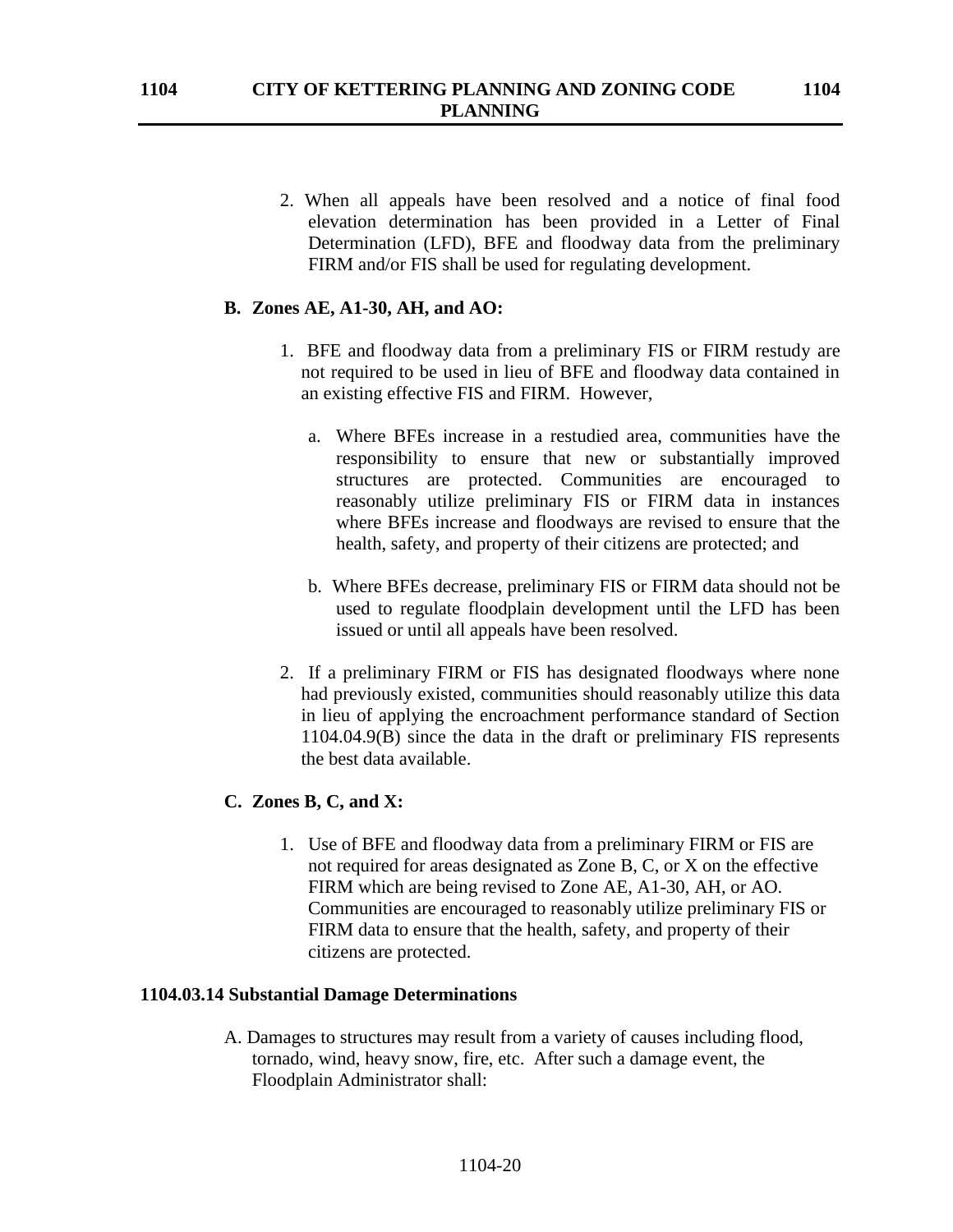2. When all appeals have been resolved and a notice of final food elevation determination has been provided in a Letter of Final Determination (LFD), BFE and floodway data from the preliminary FIRM and/or FIS shall be used for regulating development.

**B. Zones AE, A1-30, AH, and AO:**

1. BFE and floodway data from a preliminary FIS or FIRM restudy are not required to be used in lieu of BFE and floodway data contained in an existing effective FIS and FIRM. However,

   a. Where BFEs increase in a restudied area, communities have the responsibility to ensure that new or substantially improved structures are protected. Communities are encouraged to reasonably utilize preliminary FIS or FIRM data in instances where BFEs increase and floodways are revised to ensure that the health, safety, and property of their citizens are protected; and

   b. Where BFEs decrease, preliminary FIS or FIRM data should not be used to regulate floodplain development until the LFD has been issued or until all appeals have been resolved.

2. If a preliminary FIRM or FIS has designated floodways where none had previously existed, communities should reasonably utilize this data in lieu of applying the encroachment performance standard of Section 1104.04.9(B) since the data in the draft or preliminary FIS represents the best data available.

**C. Zones B, C, and X:**

1. Use of BFE and floodway data from a preliminary FIRM or FIS are not required for areas designated as Zone B, C, or X on the effective FIRM which are being revised to Zone AE, A1-30, AH, or AO. Communities are encouraged to reasonably utilize preliminary FIS or FIRM data to ensure that the health, safety, and property of their citizens are protected.

**1104.03.14 Substantial Damage Determinations**

A. Damages to structures may result from a variety of causes including flood, tornado, wind, heavy snow, fire, etc. After such a damage event, the Floodplain Administrator shall: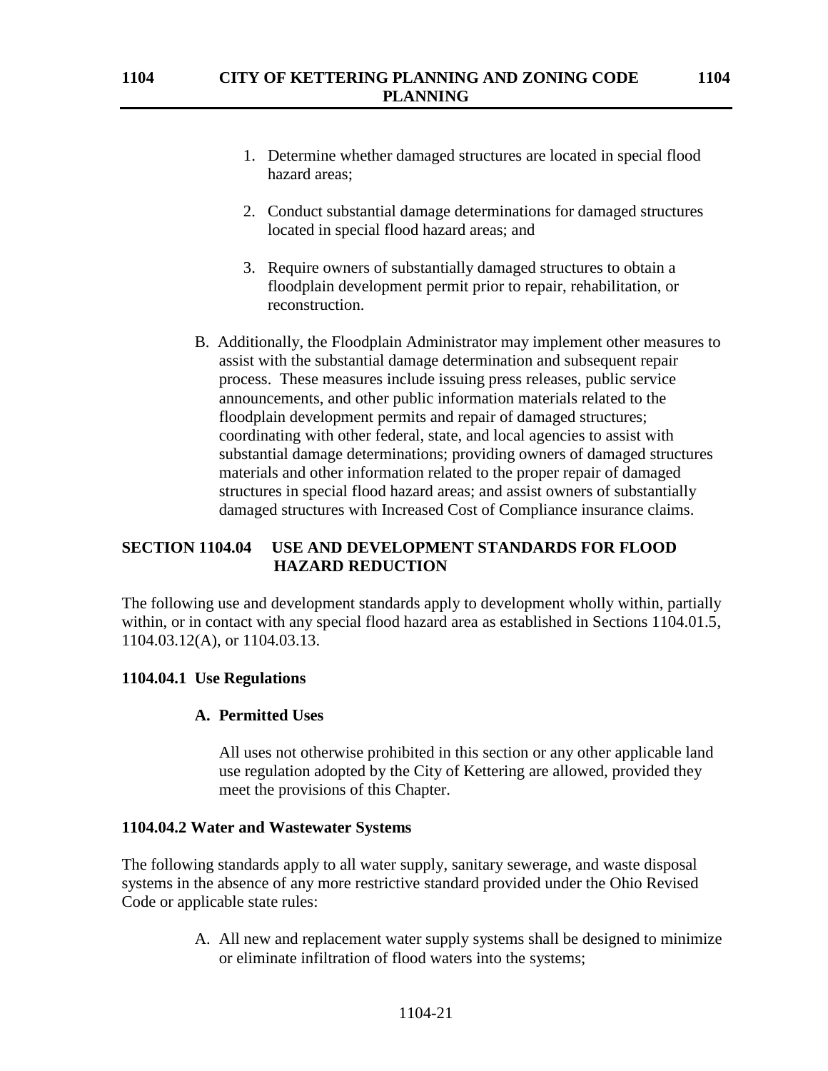1. Determine whether damaged structures are located in special flood hazard areas;

2. Conduct substantial damage determinations for damaged structures located in special flood hazard areas; and

3. Require owners of substantially damaged structures to obtain a floodplain development permit prior to repair, rehabilitation, or reconstruction.

B. Additionally, the Floodplain Administrator may implement other measures to assist with the substantial damage determination and subsequent repair process. These measures include issuing press releases, public service announcements, and other public information materials related to the floodplain development permits and repair of damaged structures; coordinating with other federal, state, and local agencies to assist with substantial damage determinations; providing owners of damaged structures materials and other information related to the proper repair of damaged structures in special flood hazard areas; and assist owners of substantially damaged structures with Increased Cost of Compliance insurance claims.

## SECTION 1104.04 USE AND DEVELOPMENT STANDARDS FOR FLOOD HAZARD REDUCTION

The following use and development standards apply to development wholly within, partially within, or in contact with any special flood hazard area as established in Sections 1104.01.5, 1104.03.12(A), or 1104.03.13.

### 1104.04.1 Use Regulations

#### A. Permitted Uses

All uses not otherwise prohibited in this section or any other applicable land use regulation adopted by the City of Kettering are allowed, provided they meet the provisions of this Chapter.

### 1104.04.2 Water and Wastewater Systems

The following standards apply to all water supply, sanitary sewerage, and waste disposal systems in the absence of any more restrictive standard provided under the Ohio Revised Code or applicable state rules:

A. All new and replacement water supply systems shall be designed to minimize or eliminate infiltration of flood waters into the systems;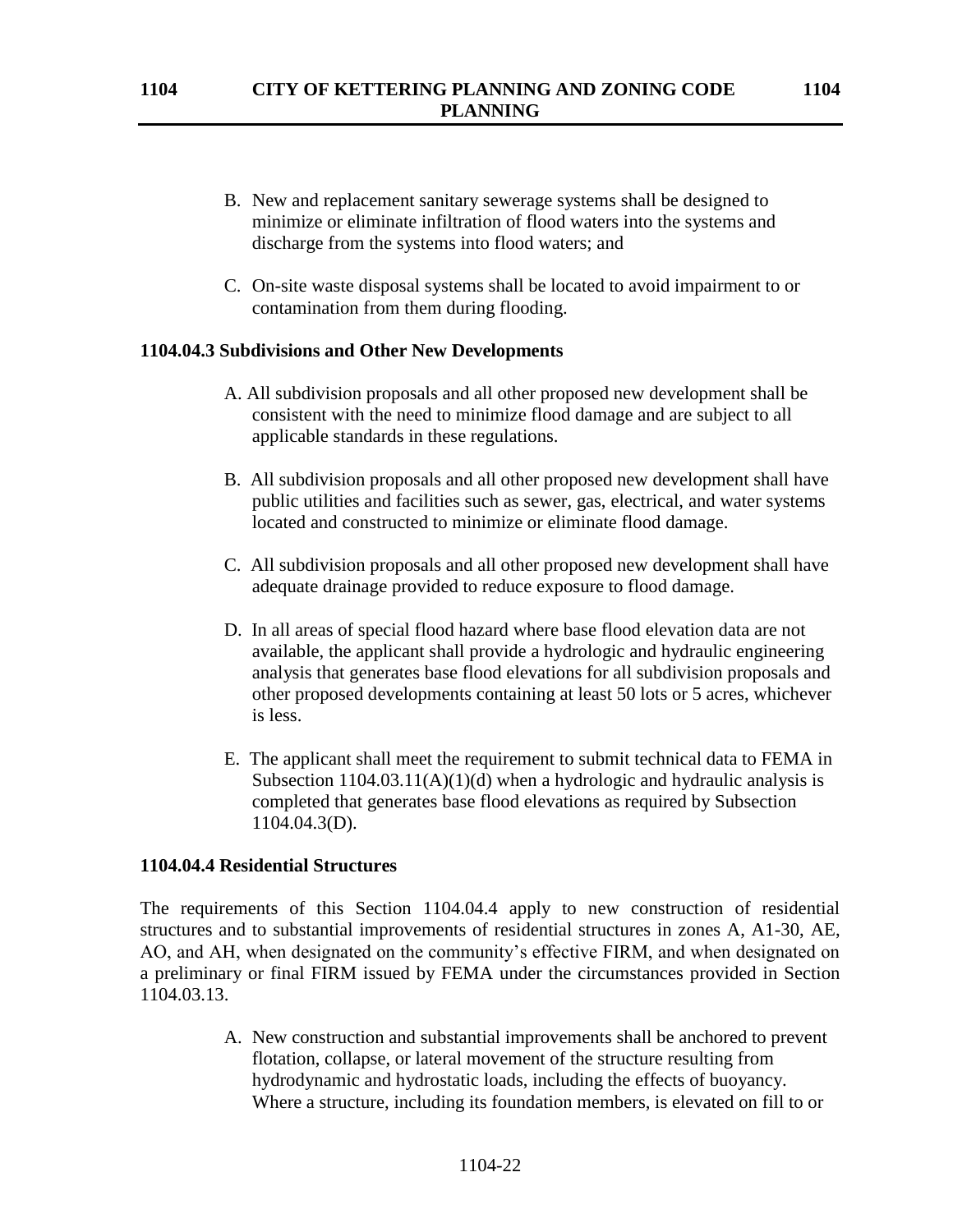B. New and replacement sanitary sewerage systems shall be designed to minimize or eliminate infiltration of flood waters into the systems and discharge from the systems into flood waters; and

C. On-site waste disposal systems shall be located to avoid impairment to or contamination from them during flooding.

**1104.04.3 Subdivisions and Other New Developments**

A. All subdivision proposals and all other proposed new development shall be consistent with the need to minimize flood damage and are subject to all applicable standards in these regulations.

B. All subdivision proposals and all other proposed new development shall have public utilities and facilities such as sewer, gas, electrical, and water systems located and constructed to minimize or eliminate flood damage.

C. All subdivision proposals and all other proposed new development shall have adequate drainage provided to reduce exposure to flood damage.

D. In all areas of special flood hazard where base flood elevation data are not available, the applicant shall provide a hydrologic and hydraulic engineering analysis that generates base flood elevations for all subdivision proposals and other proposed developments containing at least 50 lots or 5 acres, whichever is less.

E. The applicant shall meet the requirement to submit technical data to FEMA in Subsection 1104.03.11(A)(1)(d) when a hydrologic and hydraulic analysis is completed that generates base flood elevations as required by Subsection 1104.04.3(D).

**1104.04.4 Residential Structures**

The requirements of this Section 1104.04.4 apply to new construction of residential structures and to substantial improvements of residential structures in zones A, A1-30, AE, AO, and AH, when designated on the community's effective FIRM, and when designated on a preliminary or final FIRM issued by FEMA under the circumstances provided in Section 1104.03.13.

A. New construction and substantial improvements shall be anchored to prevent flotation, collapse, or lateral movement of the structure resulting from hydrodynamic and hydrostatic loads, including the effects of buoyancy. Where a structure, including its foundation members, is elevated on fill to or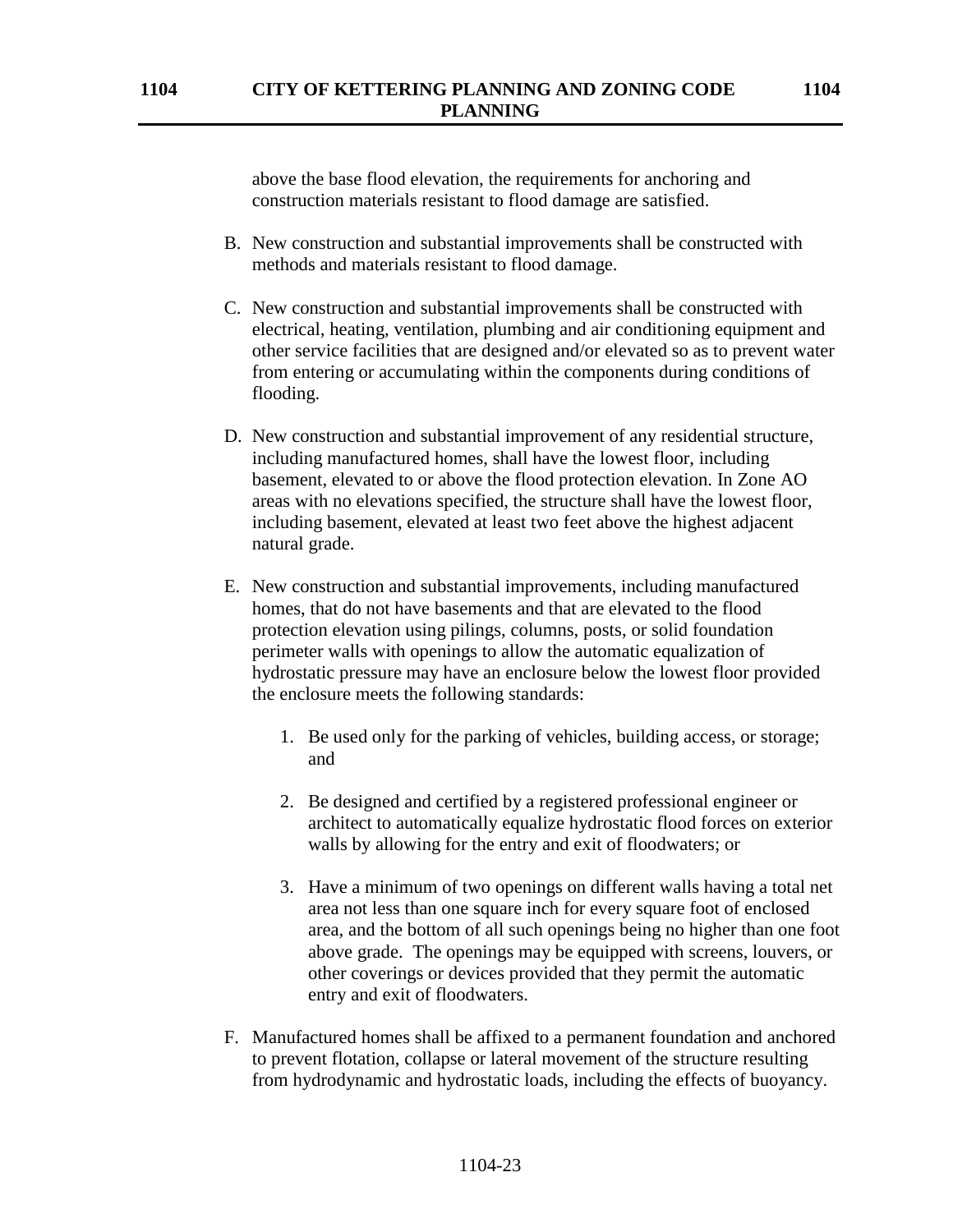above the base flood elevation, the requirements for anchoring and construction materials resistant to flood damage are satisfied.

B. New construction and substantial improvements shall be constructed with methods and materials resistant to flood damage.

C. New construction and substantial improvements shall be constructed with electrical, heating, ventilation, plumbing and air conditioning equipment and other service facilities that are designed and/or elevated so as to prevent water from entering or accumulating within the components during conditions of flooding.

D. New construction and substantial improvement of any residential structure, including manufactured homes, shall have the lowest floor, including basement, elevated to or above the flood protection elevation. In Zone AO areas with no elevations specified, the structure shall have the lowest floor, including basement, elevated at least two feet above the highest adjacent natural grade.

E. New construction and substantial improvements, including manufactured homes, that do not have basements and that are elevated to the flood protection elevation using pilings, columns, posts, or solid foundation perimeter walls with openings to allow the automatic equalization of hydrostatic pressure may have an enclosure below the lowest floor provided the enclosure meets the following standards:

   1. Be used only for the parking of vehicles, building access, or storage; and

   2. Be designed and certified by a registered professional engineer or architect to automatically equalize hydrostatic flood forces on exterior walls by allowing for the entry and exit of floodwaters; or

   3. Have a minimum of two openings on different walls having a total net area not less than one square inch for every square foot of enclosed area, and the bottom of all such openings being no higher than one foot above grade. The openings may be equipped with screens, louvers, or other coverings or devices provided that they permit the automatic entry and exit of floodwaters.

F. Manufactured homes shall be affixed to a permanent foundation and anchored to prevent flotation, collapse or lateral movement of the structure resulting from hydrodynamic and hydrostatic loads, including the effects of buoyancy.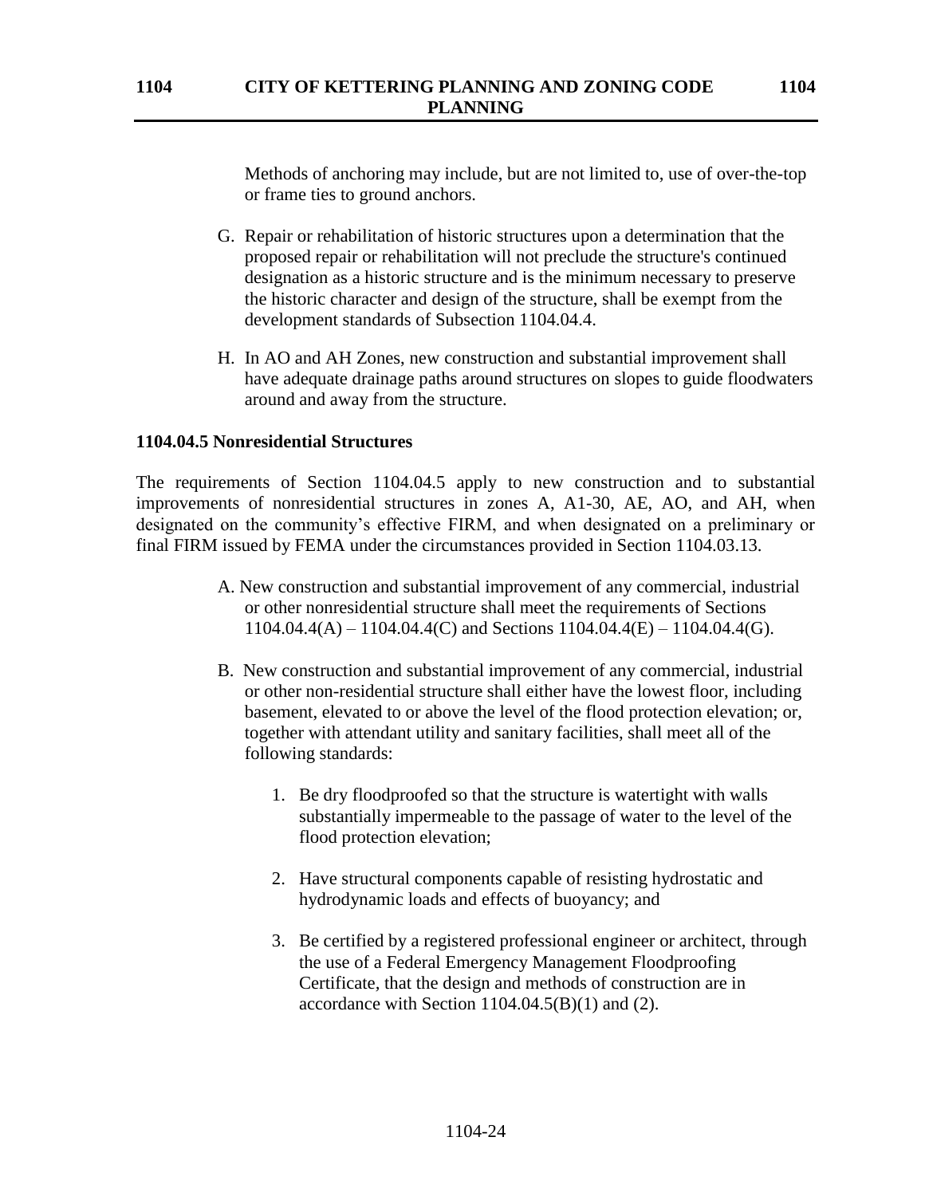Methods of anchoring may include, but are not limited to, use of over-the-top or frame ties to ground anchors.

G. Repair or rehabilitation of historic structures upon a determination that the proposed repair or rehabilitation will not preclude the structure's continued designation as a historic structure and is the minimum necessary to preserve the historic character and design of the structure, shall be exempt from the development standards of Subsection 1104.04.4.

H. In AO and AH Zones, new construction and substantial improvement shall have adequate drainage paths around structures on slopes to guide floodwaters around and away from the structure.

### 1104.04.5 Nonresidential Structures

The requirements of Section 1104.04.5 apply to new construction and to substantial improvements of nonresidential structures in zones A, A1-30, AE, AO, and AH, when designated on the community's effective FIRM, and when designated on a preliminary or final FIRM issued by FEMA under the circumstances provided in Section 1104.03.13.

A. New construction and substantial improvement of any commercial, industrial or other nonresidential structure shall meet the requirements of Sections 1104.04.4(A) – 1104.04.4(C) and Sections 1104.04.4(E) – 1104.04.4(G).

B. New construction and substantial improvement of any commercial, industrial or other non-residential structure shall either have the lowest floor, including basement, elevated to or above the level of the flood protection elevation; or, together with attendant utility and sanitary facilities, shall meet all of the following standards:

1. Be dry floodproofed so that the structure is watertight with walls substantially impermeable to the passage of water to the level of the flood protection elevation;

2. Have structural components capable of resisting hydrostatic and hydrodynamic loads and effects of buoyancy; and

3. Be certified by a registered professional engineer or architect, through the use of a Federal Emergency Management Floodproofing Certificate, that the design and methods of construction are in accordance with Section 1104.04.5(B)(1) and (2).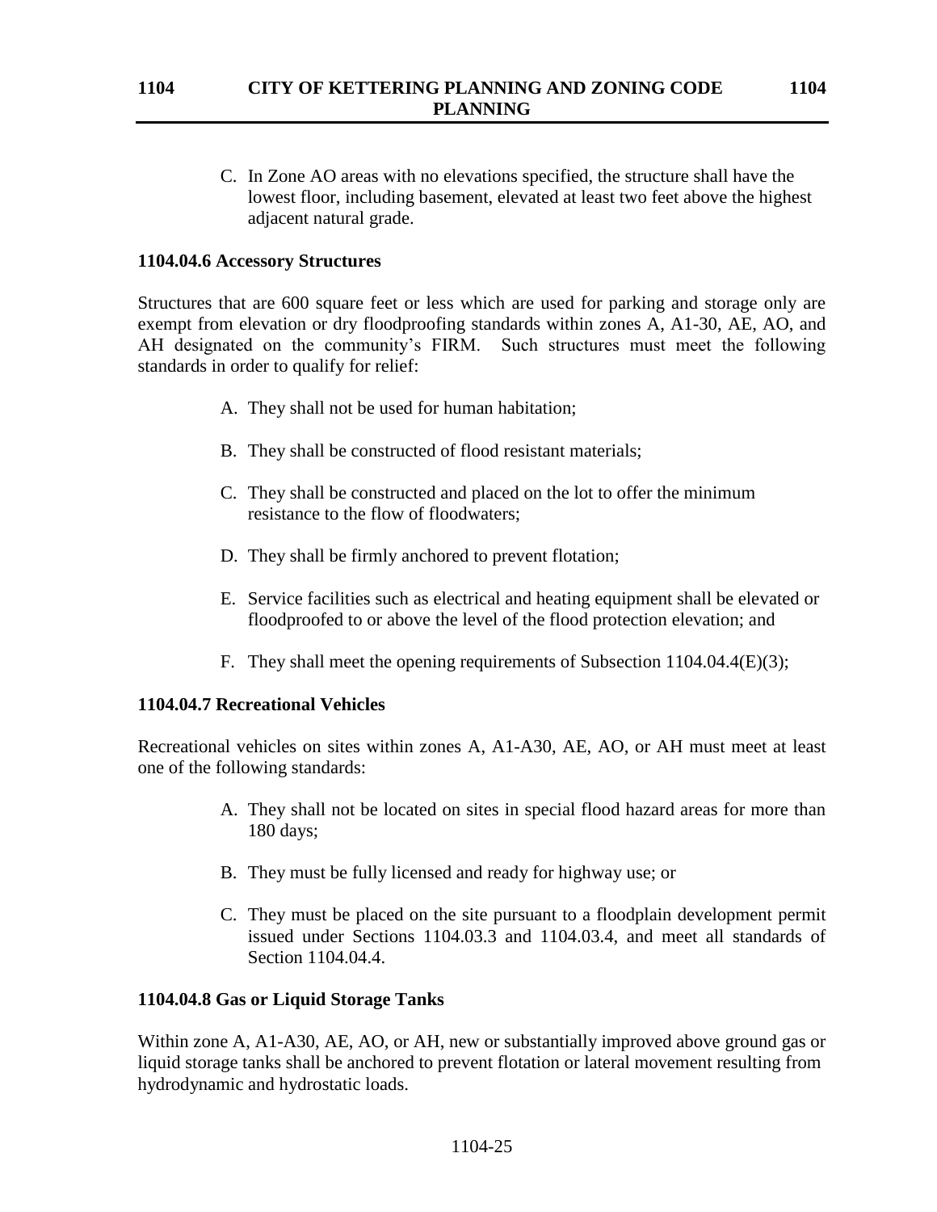C. In Zone AO areas with no elevations specified, the structure shall have the lowest floor, including basement, elevated at least two feet above the highest adjacent natural grade.

**1104.04.6 Accessory Structures**

Structures that are 600 square feet or less which are used for parking and storage only are exempt from elevation or dry floodproofing standards within zones A, A1-30, AE, AO, and AH designated on the community's FIRM. Such structures must meet the following standards in order to qualify for relief:

A. They shall not be used for human habitation;

B. They shall be constructed of flood resistant materials;

C. They shall be constructed and placed on the lot to offer the minimum resistance to the flow of floodwaters;

D. They shall be firmly anchored to prevent flotation;

E. Service facilities such as electrical and heating equipment shall be elevated or floodproofed to or above the level of the flood protection elevation; and

F. They shall meet the opening requirements of Subsection 1104.04.4(E)(3);

**1104.04.7 Recreational Vehicles**

Recreational vehicles on sites within zones A, A1-A30, AE, AO, or AH must meet at least one of the following standards:

A. They shall not be located on sites in special flood hazard areas for more than 180 days;

B. They must be fully licensed and ready for highway use; or

C. They must be placed on the site pursuant to a floodplain development permit issued under Sections 1104.03.3 and 1104.03.4, and meet all standards of Section 1104.04.4.

**1104.04.8 Gas or Liquid Storage Tanks**

Within zone A, A1-A30, AE, AO, or AH, new or substantially improved above ground gas or liquid storage tanks shall be anchored to prevent flotation or lateral movement resulting from hydrodynamic and hydrostatic loads.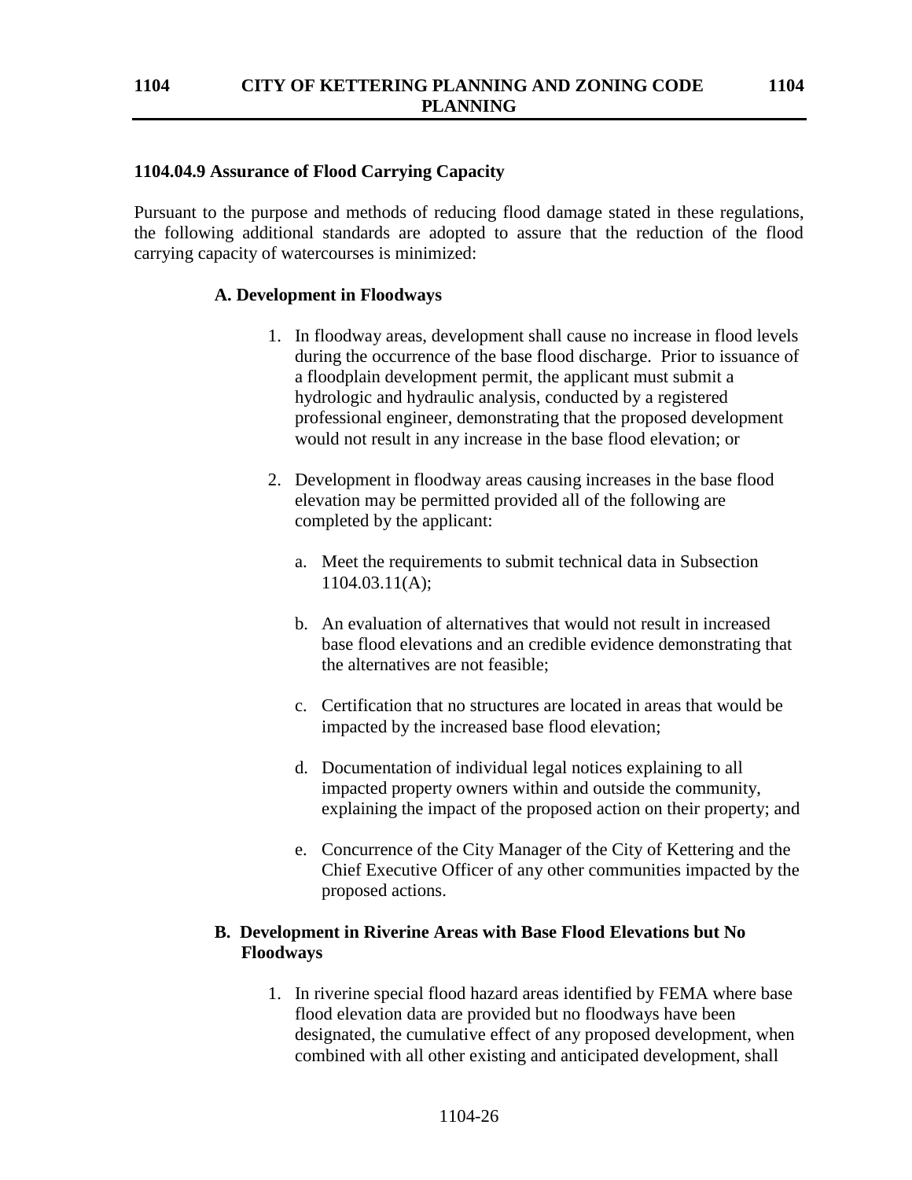### 1104.04.9 Assurance of Flood Carrying Capacity

Pursuant to the purpose and methods of reducing flood damage stated in these regulations, the following additional standards are adopted to assure that the reduction of the flood carrying capacity of watercourses is minimized:

#### A. Development in Floodways

1. In floodway areas, development shall cause no increase in flood levels during the occurrence of the base flood discharge. Prior to issuance of a floodplain development permit, the applicant must submit a hydrologic and hydraulic analysis, conducted by a registered professional engineer, demonstrating that the proposed development would not result in any increase in the base flood elevation; or

2. Development in floodway areas causing increases in the base flood elevation may be permitted provided all of the following are completed by the applicant:

   a. Meet the requirements to submit technical data in Subsection 1104.03.11(A);

   b. An evaluation of alternatives that would not result in increased base flood elevations and an credible evidence demonstrating that the alternatives are not feasible;

   c. Certification that no structures are located in areas that would be impacted by the increased base flood elevation;

   d. Documentation of individual legal notices explaining to all impacted property owners within and outside the community, explaining the impact of the proposed action on their property; and

   e. Concurrence of the City Manager of the City of Kettering and the Chief Executive Officer of any other communities impacted by the proposed actions.

#### B. Development in Riverine Areas with Base Flood Elevations but No Floodways

1. In riverine special flood hazard areas identified by FEMA where base flood elevation data are provided but no floodways have been designated, the cumulative effect of any proposed development, when combined with all other existing and anticipated development, shall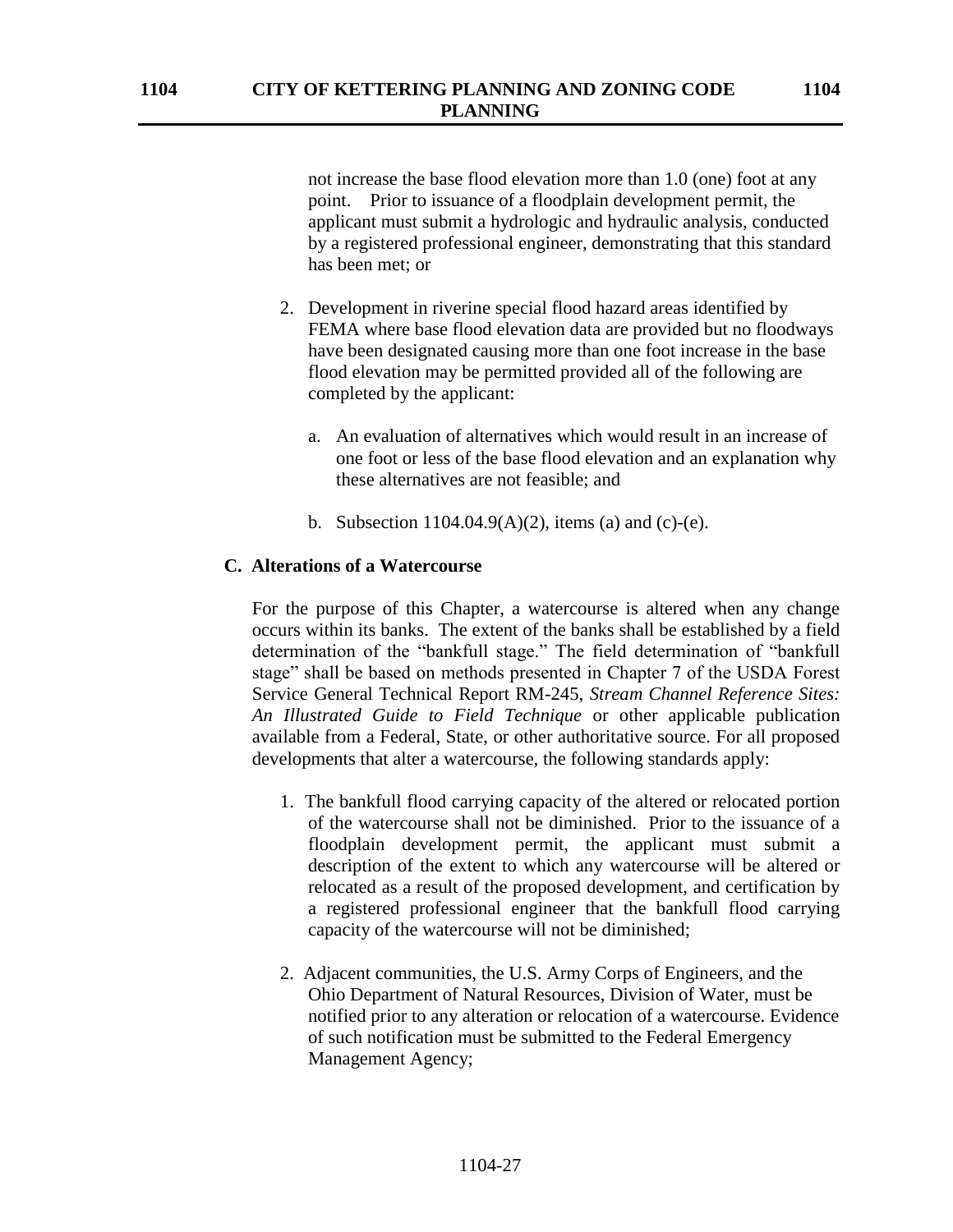not increase the base flood elevation more than 1.0 (one) foot at any point. Prior to issuance of a floodplain development permit, the applicant must submit a hydrologic and hydraulic analysis, conducted by a registered professional engineer, demonstrating that this standard has been met; or

2. Development in riverine special flood hazard areas identified by FEMA where base flood elevation data are provided but no floodways have been designated causing more than one foot increase in the base flood elevation may be permitted provided all of the following are completed by the applicant:

   a. An evaluation of alternatives which would result in an increase of one foot or less of the base flood elevation and an explanation why these alternatives are not feasible; and

   b. Subsection 1104.04.9(A)(2), items (a) and (c)-(e).

**C. Alterations of a Watercourse**

For the purpose of this Chapter, a watercourse is altered when any change occurs within its banks. The extent of the banks shall be established by a field determination of the "bankfull stage." The field determination of "bankfull stage" shall be based on methods presented in Chapter 7 of the USDA Forest Service General Technical Report RM-245, *Stream Channel Reference Sites: An Illustrated Guide to Field Technique* or other applicable publication available from a Federal, State, or other authoritative source. For all proposed developments that alter a watercourse, the following standards apply:

1. The bankfull flood carrying capacity of the altered or relocated portion of the watercourse shall not be diminished. Prior to the issuance of a floodplain development permit, the applicant must submit a description of the extent to which any watercourse will be altered or relocated as a result of the proposed development, and certification by a registered professional engineer that the bankfull flood carrying capacity of the watercourse will not be diminished;

2. Adjacent communities, the U.S. Army Corps of Engineers, and the Ohio Department of Natural Resources, Division of Water, must be notified prior to any alteration or relocation of a watercourse. Evidence of such notification must be submitted to the Federal Emergency Management Agency;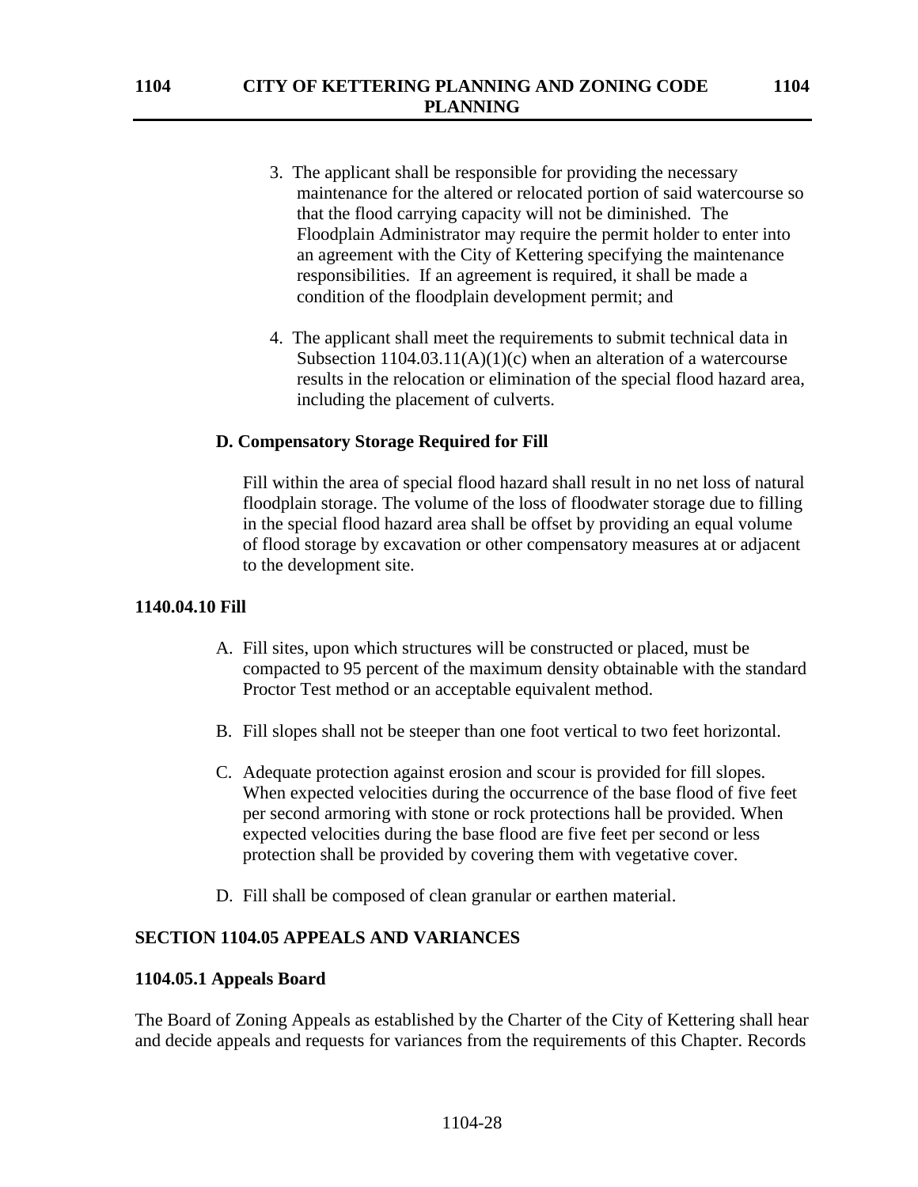3. The applicant shall be responsible for providing the necessary maintenance for the altered or relocated portion of said watercourse so that the flood carrying capacity will not be diminished. The Floodplain Administrator may require the permit holder to enter into an agreement with the City of Kettering specifying the maintenance responsibilities. If an agreement is required, it shall be made a condition of the floodplain development permit; and

4. The applicant shall meet the requirements to submit technical data in Subsection 1104.03.11(A)(1)(c) when an alteration of a watercourse results in the relocation or elimination of the special flood hazard area, including the placement of culverts.

**D. Compensatory Storage Required for Fill**

Fill within the area of special flood hazard shall result in no net loss of natural floodplain storage. The volume of the loss of floodwater storage due to filling in the special flood hazard area shall be offset by providing an equal volume of flood storage by excavation or other compensatory measures at or adjacent to the development site.

**1140.04.10 Fill**

A. Fill sites, upon which structures will be constructed or placed, must be compacted to 95 percent of the maximum density obtainable with the standard Proctor Test method or an acceptable equivalent method.

B. Fill slopes shall not be steeper than one foot vertical to two feet horizontal.

C. Adequate protection against erosion and scour is provided for fill slopes. When expected velocities during the occurrence of the base flood of five feet per second armoring with stone or rock protections hall be provided. When expected velocities during the base flood are five feet per second or less protection shall be provided by covering them with vegetative cover.

D. Fill shall be composed of clean granular or earthen material.

## SECTION 1104.05 APPEALS AND VARIANCES

**1104.05.1 Appeals Board**

The Board of Zoning Appeals as established by the Charter of the City of Kettering shall hear and decide appeals and requests for variances from the requirements of this Chapter. Records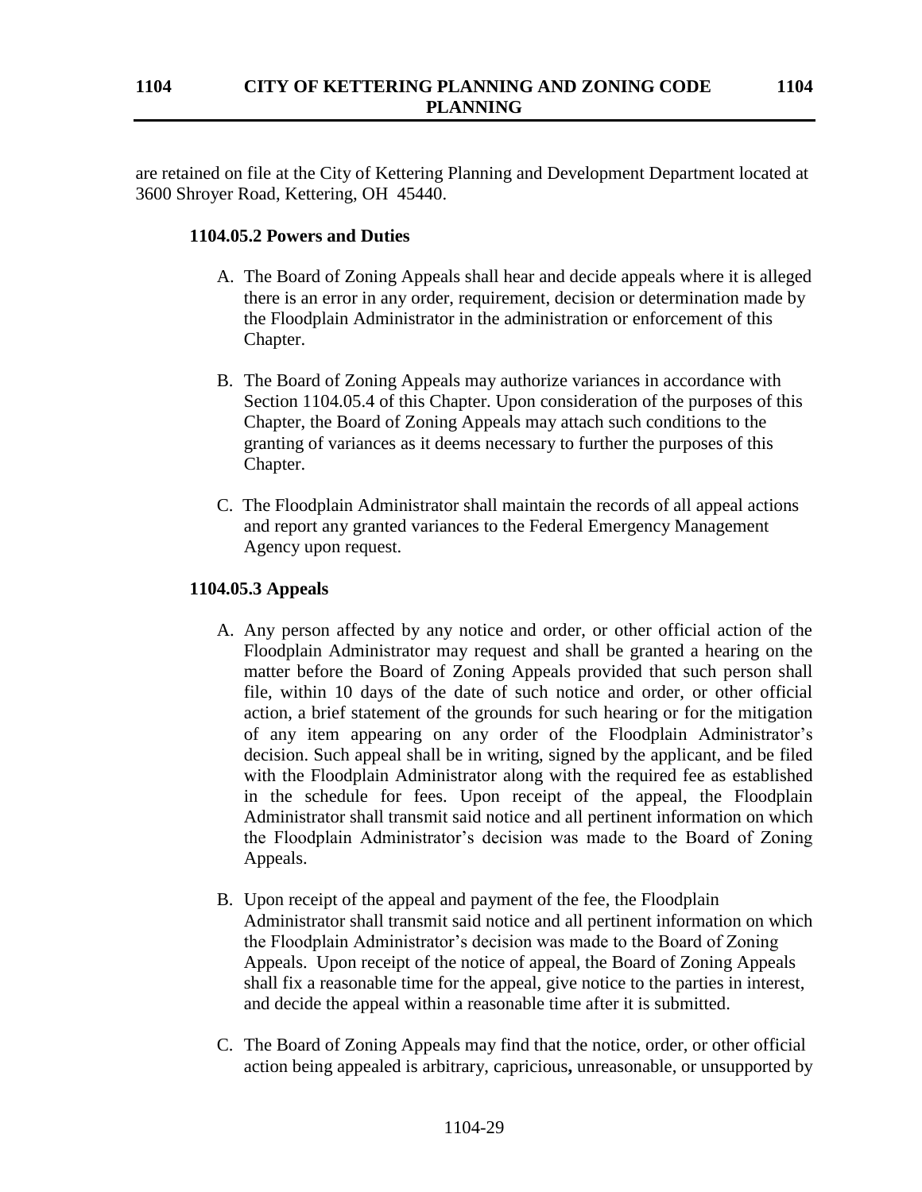are retained on file at the City of Kettering Planning and Development Department located at 3600 Shroyer Road, Kettering, OH 45440.

### 1104.05.2 Powers and Duties

A. The Board of Zoning Appeals shall hear and decide appeals where it is alleged there is an error in any order, requirement, decision or determination made by the Floodplain Administrator in the administration or enforcement of this Chapter.

B. The Board of Zoning Appeals may authorize variances in accordance with Section 1104.05.4 of this Chapter. Upon consideration of the purposes of this Chapter, the Board of Zoning Appeals may attach such conditions to the granting of variances as it deems necessary to further the purposes of this Chapter.

C. The Floodplain Administrator shall maintain the records of all appeal actions and report any granted variances to the Federal Emergency Management Agency upon request.

### 1104.05.3 Appeals

A. Any person affected by any notice and order, or other official action of the Floodplain Administrator may request and shall be granted a hearing on the matter before the Board of Zoning Appeals provided that such person shall file, within 10 days of the date of such notice and order, or other official action, a brief statement of the grounds for such hearing or for the mitigation of any item appearing on any order of the Floodplain Administrator's decision. Such appeal shall be in writing, signed by the applicant, and be filed with the Floodplain Administrator along with the required fee as established in the schedule for fees. Upon receipt of the appeal, the Floodplain Administrator shall transmit said notice and all pertinent information on which the Floodplain Administrator's decision was made to the Board of Zoning Appeals.

B. Upon receipt of the appeal and payment of the fee, the Floodplain Administrator shall transmit said notice and all pertinent information on which the Floodplain Administrator's decision was made to the Board of Zoning Appeals. Upon receipt of the notice of appeal, the Board of Zoning Appeals shall fix a reasonable time for the appeal, give notice to the parties in interest, and decide the appeal within a reasonable time after it is submitted.

C. The Board of Zoning Appeals may find that the notice, order, or other official action being appealed is arbitrary, capricious**,** unreasonable, or unsupported by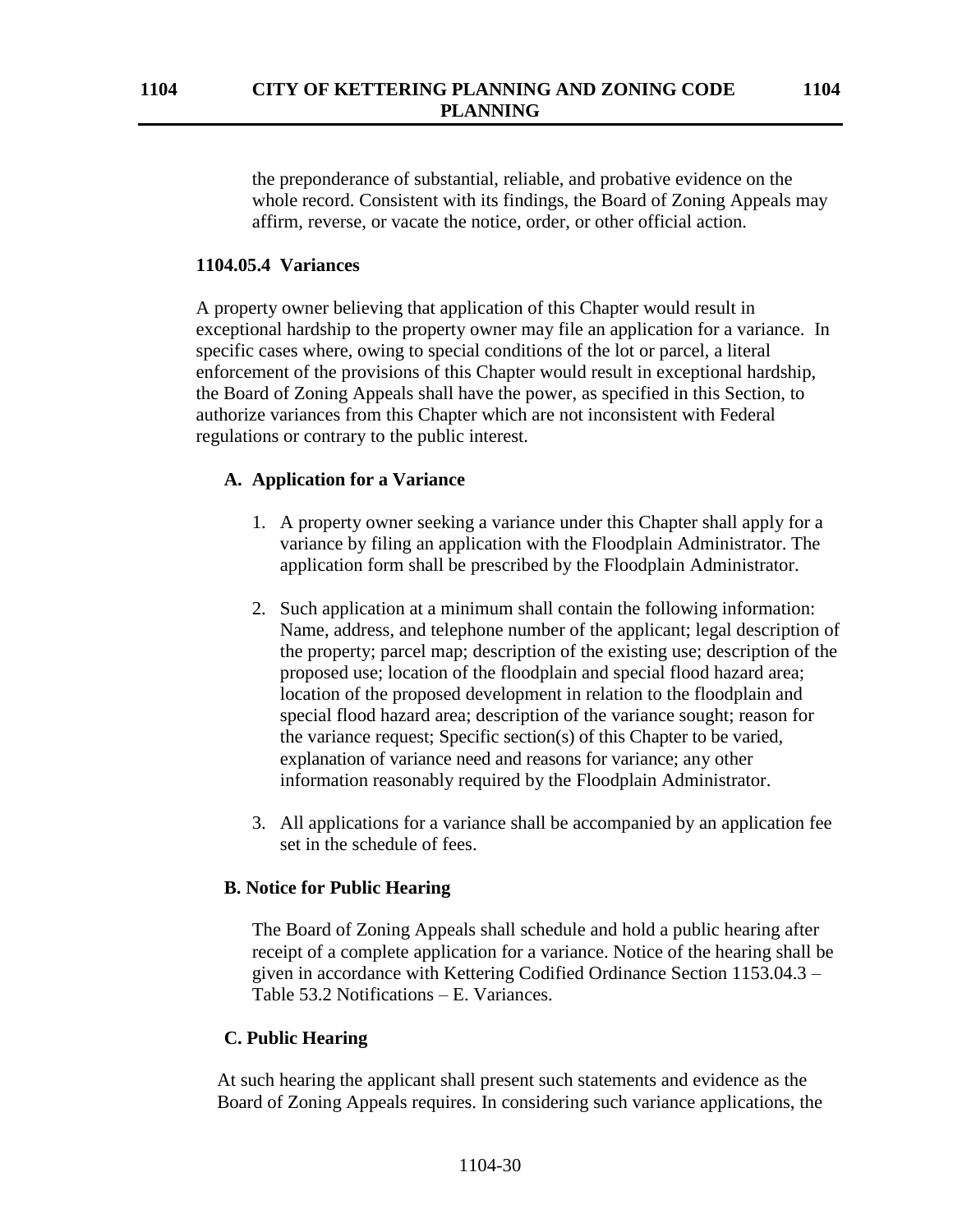the preponderance of substantial, reliable, and probative evidence on the whole record. Consistent with its findings, the Board of Zoning Appeals may affirm, reverse, or vacate the notice, order, or other official action.

### 1104.05.4 Variances

A property owner believing that application of this Chapter would result in exceptional hardship to the property owner may file an application for a variance. In specific cases where, owing to special conditions of the lot or parcel, a literal enforcement of the provisions of this Chapter would result in exceptional hardship, the Board of Zoning Appeals shall have the power, as specified in this Section, to authorize variances from this Chapter which are not inconsistent with Federal regulations or contrary to the public interest.

#### A. Application for a Variance

1. A property owner seeking a variance under this Chapter shall apply for a variance by filing an application with the Floodplain Administrator. The application form shall be prescribed by the Floodplain Administrator.

2. Such application at a minimum shall contain the following information: Name, address, and telephone number of the applicant; legal description of the property; parcel map; description of the existing use; description of the proposed use; location of the floodplain and special flood hazard area; location of the proposed development in relation to the floodplain and special flood hazard area; description of the variance sought; reason for the variance request; Specific section(s) of this Chapter to be varied, explanation of variance need and reasons for variance; any other information reasonably required by the Floodplain Administrator.

3. All applications for a variance shall be accompanied by an application fee set in the schedule of fees.

#### B. Notice for Public Hearing

The Board of Zoning Appeals shall schedule and hold a public hearing after receipt of a complete application for a variance. Notice of the hearing shall be given in accordance with Kettering Codified Ordinance Section 1153.04.3 – Table 53.2 Notifications – E. Variances.

#### C. Public Hearing

At such hearing the applicant shall present such statements and evidence as the Board of Zoning Appeals requires. In considering such variance applications, the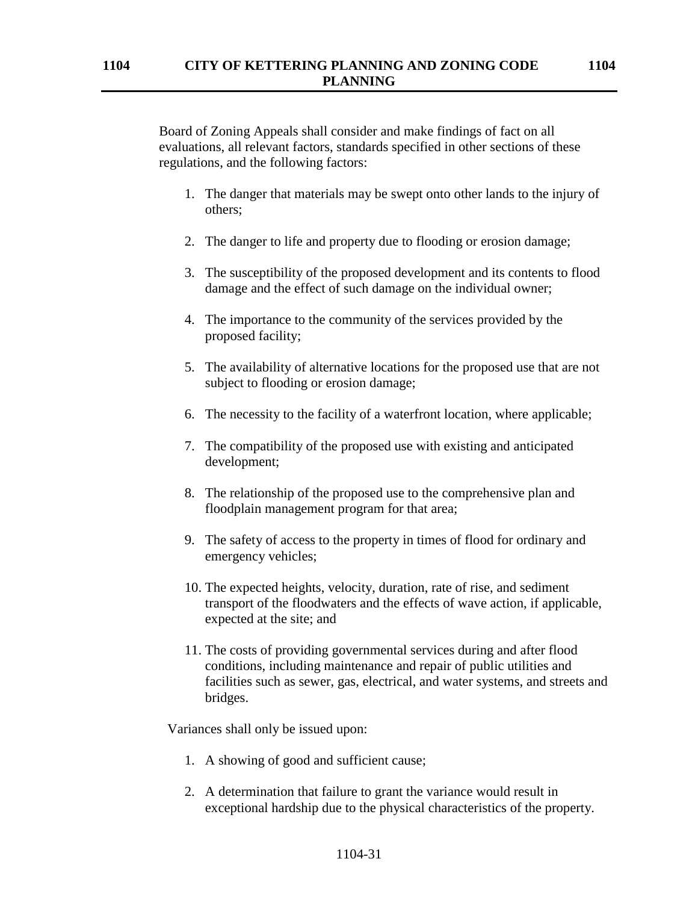Board of Zoning Appeals shall consider and make findings of fact on all evaluations, all relevant factors, standards specified in other sections of these regulations, and the following factors:

1. The danger that materials may be swept onto other lands to the injury of others;

2. The danger to life and property due to flooding or erosion damage;

3. The susceptibility of the proposed development and its contents to flood damage and the effect of such damage on the individual owner;

4. The importance to the community of the services provided by the proposed facility;

5. The availability of alternative locations for the proposed use that are not subject to flooding or erosion damage;

6. The necessity to the facility of a waterfront location, where applicable;

7. The compatibility of the proposed use with existing and anticipated development;

8. The relationship of the proposed use to the comprehensive plan and floodplain management program for that area;

9. The safety of access to the property in times of flood for ordinary and emergency vehicles;

10. The expected heights, velocity, duration, rate of rise, and sediment transport of the floodwaters and the effects of wave action, if applicable, expected at the site; and

11. The costs of providing governmental services during and after flood conditions, including maintenance and repair of public utilities and facilities such as sewer, gas, electrical, and water systems, and streets and bridges.

Variances shall only be issued upon:

1. A showing of good and sufficient cause;

2. A determination that failure to grant the variance would result in exceptional hardship due to the physical characteristics of the property.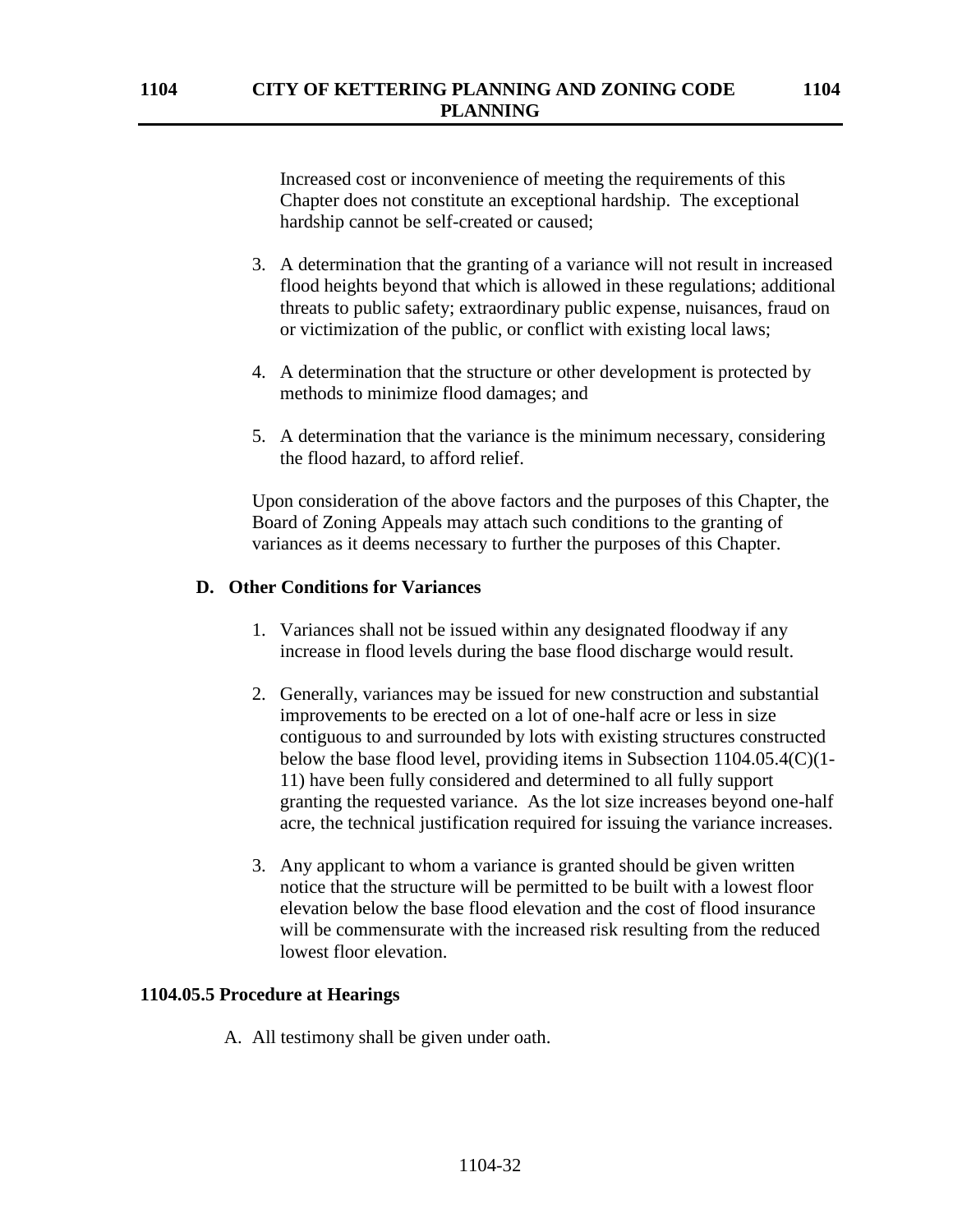Increased cost or inconvenience of meeting the requirements of this Chapter does not constitute an exceptional hardship. The exceptional hardship cannot be self-created or caused;

3. A determination that the granting of a variance will not result in increased flood heights beyond that which is allowed in these regulations; additional threats to public safety; extraordinary public expense, nuisances, fraud on or victimization of the public, or conflict with existing local laws;

4. A determination that the structure or other development is protected by methods to minimize flood damages; and

5. A determination that the variance is the minimum necessary, considering the flood hazard, to afford relief.

Upon consideration of the above factors and the purposes of this Chapter, the Board of Zoning Appeals may attach such conditions to the granting of variances as it deems necessary to further the purposes of this Chapter.

**D. Other Conditions for Variances**

1. Variances shall not be issued within any designated floodway if any increase in flood levels during the base flood discharge would result.

2. Generally, variances may be issued for new construction and substantial improvements to be erected on a lot of one-half acre or less in size contiguous to and surrounded by lots with existing structures constructed below the base flood level, providing items in Subsection 1104.05.4(C)(1-11) have been fully considered and determined to all fully support granting the requested variance. As the lot size increases beyond one-half acre, the technical justification required for issuing the variance increases.

3. Any applicant to whom a variance is granted should be given written notice that the structure will be permitted to be built with a lowest floor elevation below the base flood elevation and the cost of flood insurance will be commensurate with the increased risk resulting from the reduced lowest floor elevation.

**1104.05.5 Procedure at Hearings**

A. All testimony shall be given under oath.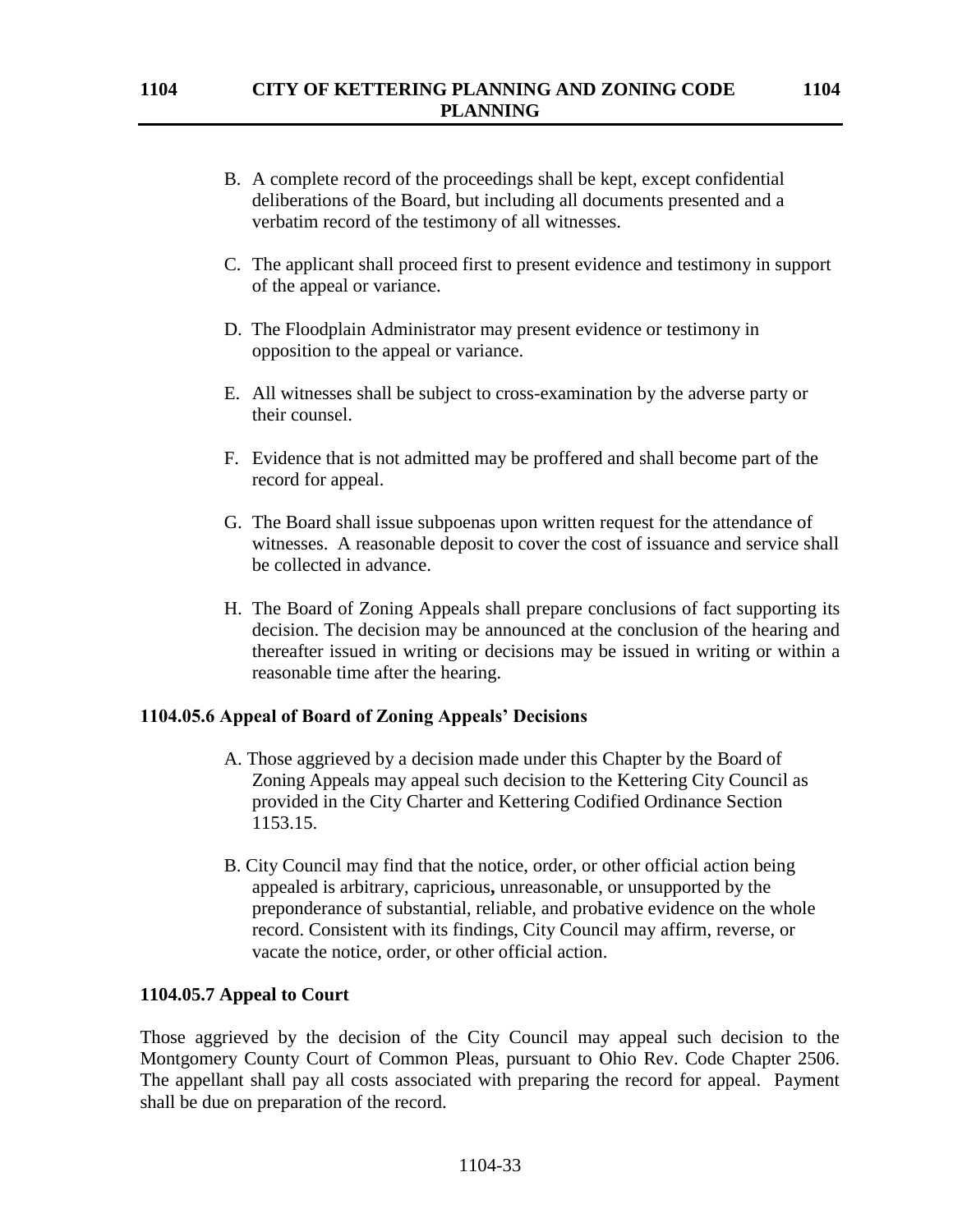B. A complete record of the proceedings shall be kept, except confidential deliberations of the Board, but including all documents presented and a verbatim record of the testimony of all witnesses.

C. The applicant shall proceed first to present evidence and testimony in support of the appeal or variance.

D. The Floodplain Administrator may present evidence or testimony in opposition to the appeal or variance.

E. All witnesses shall be subject to cross-examination by the adverse party or their counsel.

F. Evidence that is not admitted may be proffered and shall become part of the record for appeal.

G. The Board shall issue subpoenas upon written request for the attendance of witnesses. A reasonable deposit to cover the cost of issuance and service shall be collected in advance.

H. The Board of Zoning Appeals shall prepare conclusions of fact supporting its decision. The decision may be announced at the conclusion of the hearing and thereafter issued in writing or decisions may be issued in writing or within a reasonable time after the hearing.

### 1104.05.6 Appeal of Board of Zoning Appeals' Decisions

A. Those aggrieved by a decision made under this Chapter by the Board of Zoning Appeals may appeal such decision to the Kettering City Council as provided in the City Charter and Kettering Codified Ordinance Section 1153.15.

B. City Council may find that the notice, order, or other official action being appealed is arbitrary, capricious**,** unreasonable, or unsupported by the preponderance of substantial, reliable, and probative evidence on the whole record. Consistent with its findings, City Council may affirm, reverse, or vacate the notice, order, or other official action.

### 1104.05.7 Appeal to Court

Those aggrieved by the decision of the City Council may appeal such decision to the Montgomery County Court of Common Pleas, pursuant to Ohio Rev. Code Chapter 2506. The appellant shall pay all costs associated with preparing the record for appeal. Payment shall be due on preparation of the record.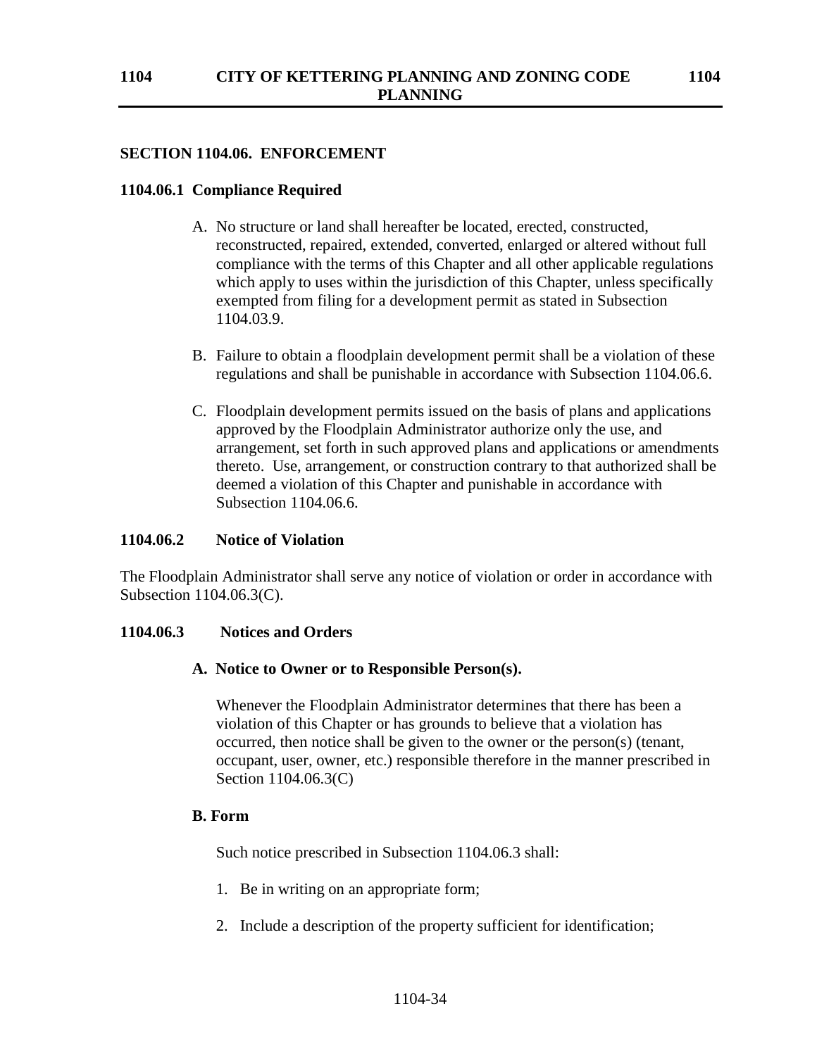## SECTION 1104.06. ENFORCEMENT

### 1104.06.1 Compliance Required

A. No structure or land shall hereafter be located, erected, constructed, reconstructed, repaired, extended, converted, enlarged or altered without full compliance with the terms of this Chapter and all other applicable regulations which apply to uses within the jurisdiction of this Chapter, unless specifically exempted from filing for a development permit as stated in Subsection 1104.03.9.

B. Failure to obtain a floodplain development permit shall be a violation of these regulations and shall be punishable in accordance with Subsection 1104.06.6.

C. Floodplain development permits issued on the basis of plans and applications approved by the Floodplain Administrator authorize only the use, and arrangement, set forth in such approved plans and applications or amendments thereto. Use, arrangement, or construction contrary to that authorized shall be deemed a violation of this Chapter and punishable in accordance with Subsection 1104.06.6.

### 1104.06.2 Notice of Violation

The Floodplain Administrator shall serve any notice of violation or order in accordance with Subsection 1104.06.3(C).

### 1104.06.3 Notices and Orders

**A. Notice to Owner or to Responsible Person(s).**

Whenever the Floodplain Administrator determines that there has been a violation of this Chapter or has grounds to believe that a violation has occurred, then notice shall be given to the owner or the person(s) (tenant, occupant, user, owner, etc.) responsible therefore in the manner prescribed in Section 1104.06.3(C)

**B. Form**

Such notice prescribed in Subsection 1104.06.3 shall:

1. Be in writing on an appropriate form;
2. Include a description of the property sufficient for identification;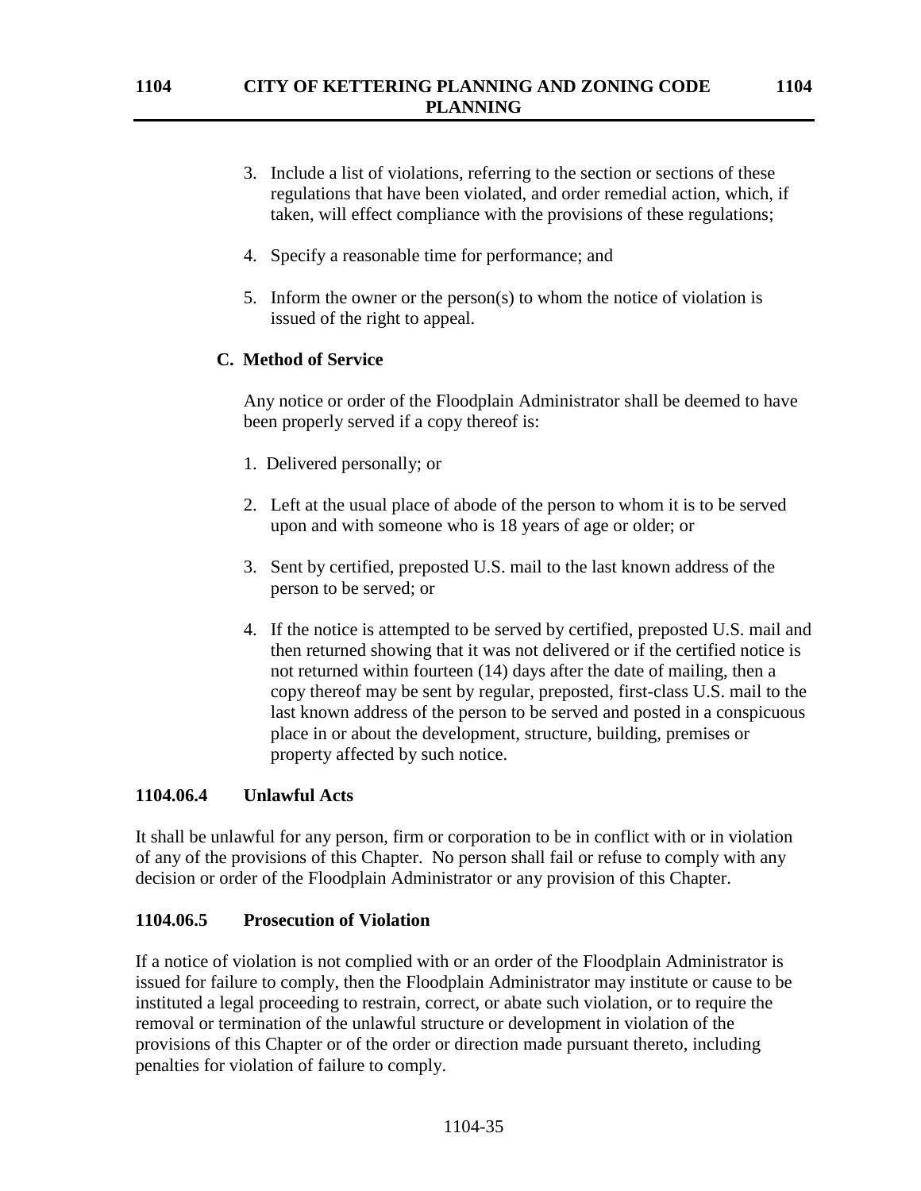3. Include a list of violations, referring to the section or sections of these regulations that have been violated, and order remedial action, which, if taken, will effect compliance with the provisions of these regulations;

4. Specify a reasonable time for performance; and

5. Inform the owner or the person(s) to whom the notice of violation is issued of the right to appeal.

**C. Method of Service**

Any notice or order of the Floodplain Administrator shall be deemed to have been properly served if a copy thereof is:

1. Delivered personally; or

2. Left at the usual place of abode of the person to whom it is to be served upon and with someone who is 18 years of age or older; or

3. Sent by certified, preposted U.S. mail to the last known address of the person to be served; or

4. If the notice is attempted to be served by certified, preposted U.S. mail and then returned showing that it was not delivered or if the certified notice is not returned within fourteen (14) days after the date of mailing, then a copy thereof may be sent by regular, preposted, first-class U.S. mail to the last known address of the person to be served and posted in a conspicuous place in or about the development, structure, building, premises or property affected by such notice.

### 1104.06.4 Unlawful Acts

It shall be unlawful for any person, firm or corporation to be in conflict with or in violation of any of the provisions of this Chapter. No person shall fail or refuse to comply with any decision or order of the Floodplain Administrator or any provision of this Chapter.

### 1104.06.5 Prosecution of Violation

If a notice of violation is not complied with or an order of the Floodplain Administrator is issued for failure to comply, then the Floodplain Administrator may institute or cause to be instituted a legal proceeding to restrain, correct, or abate such violation, or to require the removal or termination of the unlawful structure or development in violation of the provisions of this Chapter or of the order or direction made pursuant thereto, including penalties for violation of failure to comply.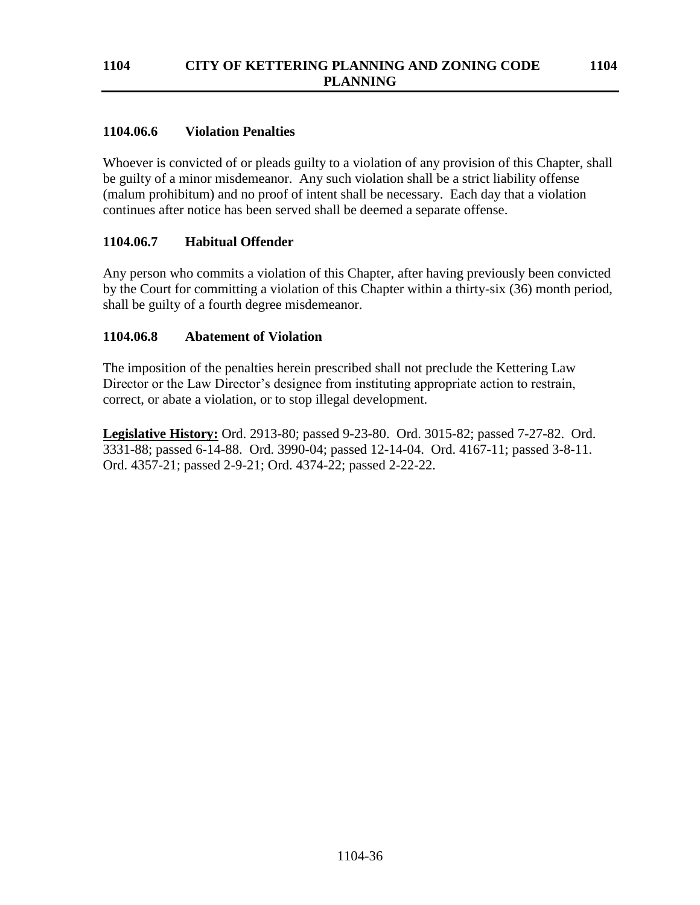### 1104.06.6 Violation Penalties

Whoever is convicted of or pleads guilty to a violation of any provision of this Chapter, shall be guilty of a minor misdemeanor. Any such violation shall be a strict liability offense (malum prohibitum) and no proof of intent shall be necessary. Each day that a violation continues after notice has been served shall be deemed a separate offense.

### 1104.06.7 Habitual Offender

Any person who commits a violation of this Chapter, after having previously been convicted by the Court for committing a violation of this Chapter within a thirty-six (36) month period, shall be guilty of a fourth degree misdemeanor.

### 1104.06.8 Abatement of Violation

The imposition of the penalties herein prescribed shall not preclude the Kettering Law Director or the Law Director's designee from instituting appropriate action to restrain, correct, or abate a violation, or to stop illegal development.

**Legislative History:** Ord. 2913-80; passed 9-23-80. Ord. 3015-82; passed 7-27-82. Ord. 3331-88; passed 6-14-88. Ord. 3990-04; passed 12-14-04. Ord. 4167-11; passed 3-8-11. Ord. 4357-21; passed 2-9-21; Ord. 4374-22; passed 2-22-22.